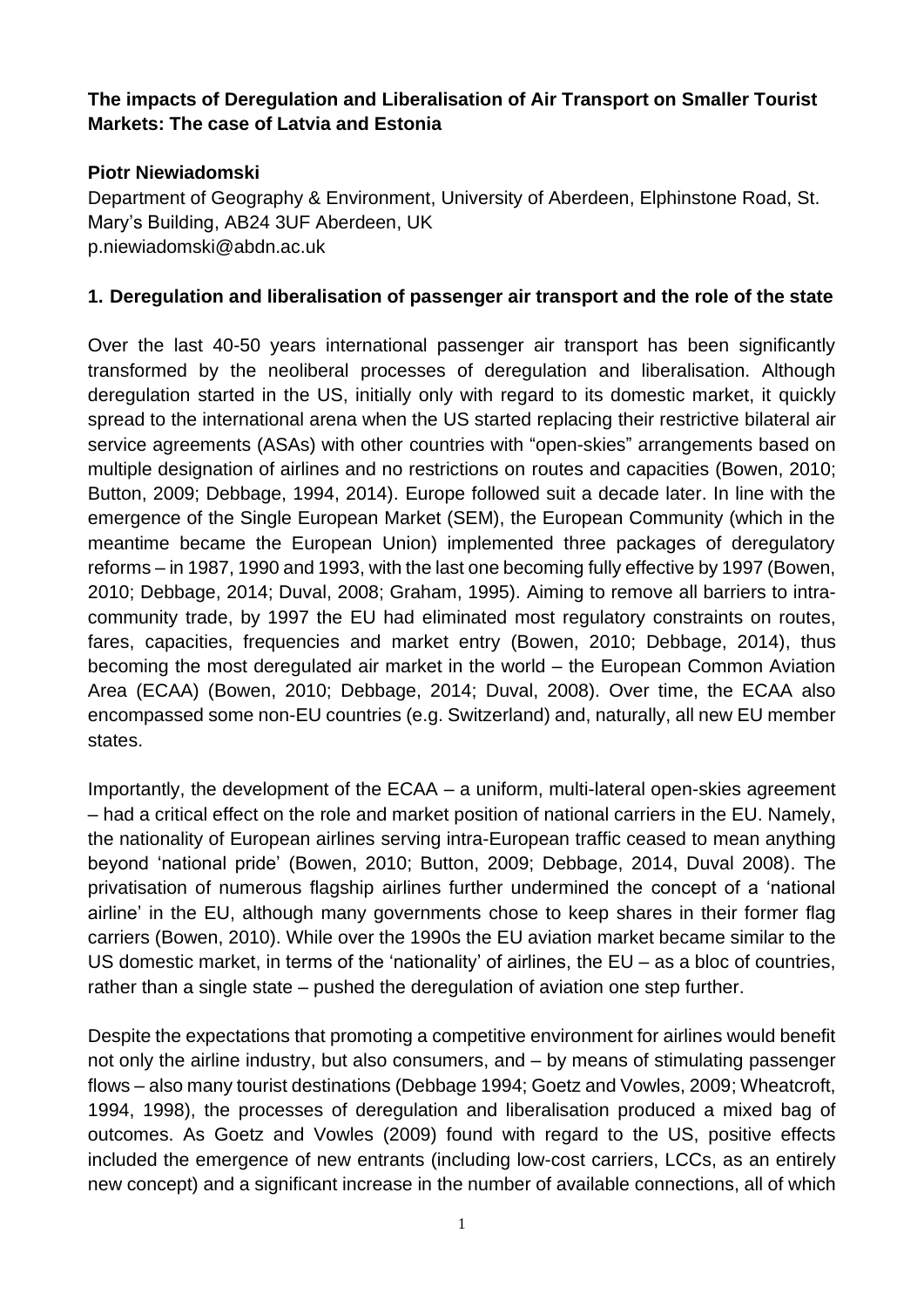# The impacts of Deregulation and Liberalisation of Air Transport on Smaller Tourist Markets: The case of Latvia and Estonia

**Piotr Niewiadomski**

Department of Geography & Environment, University of Aberdeen, Elphinstone Road, St. Mary's Building, AB24 3UF Aberdeen, UK
p.niewiadomski@abdn.ac.uk

## 1. Deregulation and liberalisation of passenger air transport and the role of the state

Over the last 40-50 years international passenger air transport has been significantly transformed by the neoliberal processes of deregulation and liberalisation. Although deregulation started in the US, initially only with regard to its domestic market, it quickly spread to the international arena when the US started replacing their restrictive bilateral air service agreements (ASAs) with other countries with "open-skies" arrangements based on multiple designation of airlines and no restrictions on routes and capacities (Bowen, 2010; Button, 2009; Debbage, 1994, 2014). Europe followed suit a decade later. In line with the emergence of the Single European Market (SEM), the European Community (which in the meantime became the European Union) implemented three packages of deregulatory reforms – in 1987, 1990 and 1993, with the last one becoming fully effective by 1997 (Bowen, 2010; Debbage, 2014; Duval, 2008; Graham, 1995). Aiming to remove all barriers to intra-community trade, by 1997 the EU had eliminated most regulatory constraints on routes, fares, capacities, frequencies and market entry (Bowen, 2010; Debbage, 2014), thus becoming the most deregulated air market in the world – the European Common Aviation Area (ECAA) (Bowen, 2010; Debbage, 2014; Duval, 2008). Over time, the ECAA also encompassed some non-EU countries (e.g. Switzerland) and, naturally, all new EU member states.

Importantly, the development of the ECAA – a uniform, multi-lateral open-skies agreement – had a critical effect on the role and market position of national carriers in the EU. Namely, the nationality of European airlines serving intra-European traffic ceased to mean anything beyond 'national pride' (Bowen, 2010; Button, 2009; Debbage, 2014, Duval 2008). The privatisation of numerous flagship airlines further undermined the concept of a 'national airline' in the EU, although many governments chose to keep shares in their former flag carriers (Bowen, 2010). While over the 1990s the EU aviation market became similar to the US domestic market, in terms of the 'nationality' of airlines, the EU – as a bloc of countries, rather than a single state – pushed the deregulation of aviation one step further.

Despite the expectations that promoting a competitive environment for airlines would benefit not only the airline industry, but also consumers, and – by means of stimulating passenger flows – also many tourist destinations (Debbage 1994; Goetz and Vowles, 2009; Wheatcroft, 1994, 1998), the processes of deregulation and liberalisation produced a mixed bag of outcomes. As Goetz and Vowles (2009) found with regard to the US, positive effects included the emergence of new entrants (including low-cost carriers, LCCs, as an entirely new concept) and a significant increase in the number of available connections, all of which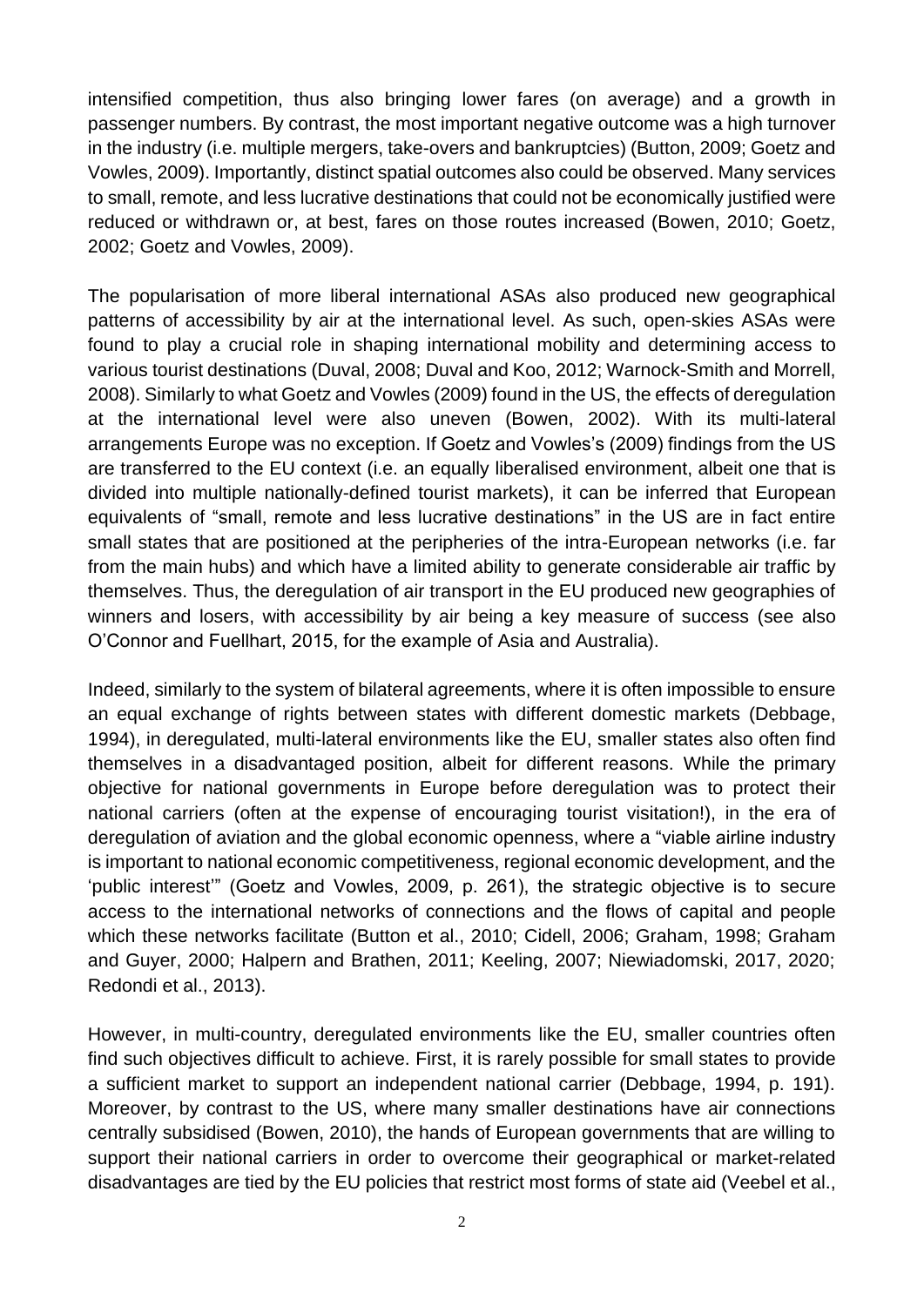intensified competition, thus also bringing lower fares (on average) and a growth in passenger numbers. By contrast, the most important negative outcome was a high turnover in the industry (i.e. multiple mergers, take-overs and bankruptcies) (Button, 2009; Goetz and Vowles, 2009). Importantly, distinct spatial outcomes also could be observed. Many services to small, remote, and less lucrative destinations that could not be economically justified were reduced or withdrawn or, at best, fares on those routes increased (Bowen, 2010; Goetz, 2002; Goetz and Vowles, 2009).

The popularisation of more liberal international ASAs also produced new geographical patterns of accessibility by air at the international level. As such, open-skies ASAs were found to play a crucial role in shaping international mobility and determining access to various tourist destinations (Duval, 2008; Duval and Koo, 2012; Warnock-Smith and Morrell, 2008). Similarly to what Goetz and Vowles (2009) found in the US, the effects of deregulation at the international level were also uneven (Bowen, 2002). With its multi-lateral arrangements Europe was no exception. If Goetz and Vowles's (2009) findings from the US are transferred to the EU context (i.e. an equally liberalised environment, albeit one that is divided into multiple nationally-defined tourist markets), it can be inferred that European equivalents of "small, remote and less lucrative destinations" in the US are in fact entire small states that are positioned at the peripheries of the intra-European networks (i.e. far from the main hubs) and which have a limited ability to generate considerable air traffic by themselves. Thus, the deregulation of air transport in the EU produced new geographies of winners and losers, with accessibility by air being a key measure of success (see also O'Connor and Fuellhart, 2015, for the example of Asia and Australia).

Indeed, similarly to the system of bilateral agreements, where it is often impossible to ensure an equal exchange of rights between states with different domestic markets (Debbage, 1994), in deregulated, multi-lateral environments like the EU, smaller states also often find themselves in a disadvantaged position, albeit for different reasons. While the primary objective for national governments in Europe before deregulation was to protect their national carriers (often at the expense of encouraging tourist visitation!), in the era of deregulation of aviation and the global economic openness, where a "viable airline industry is important to national economic competitiveness, regional economic development, and the 'public interest'" (Goetz and Vowles, 2009, p. 261), the strategic objective is to secure access to the international networks of connections and the flows of capital and people which these networks facilitate (Button et al., 2010; Cidell, 2006; Graham, 1998; Graham and Guyer, 2000; Halpern and Brathen, 2011; Keeling, 2007; Niewiadomski, 2017, 2020; Redondi et al., 2013).

However, in multi-country, deregulated environments like the EU, smaller countries often find such objectives difficult to achieve. First, it is rarely possible for small states to provide a sufficient market to support an independent national carrier (Debbage, 1994, p. 191). Moreover, by contrast to the US, where many smaller destinations have air connections centrally subsidised (Bowen, 2010), the hands of European governments that are willing to support their national carriers in order to overcome their geographical or market-related disadvantages are tied by the EU policies that restrict most forms of state aid (Veebel et al.,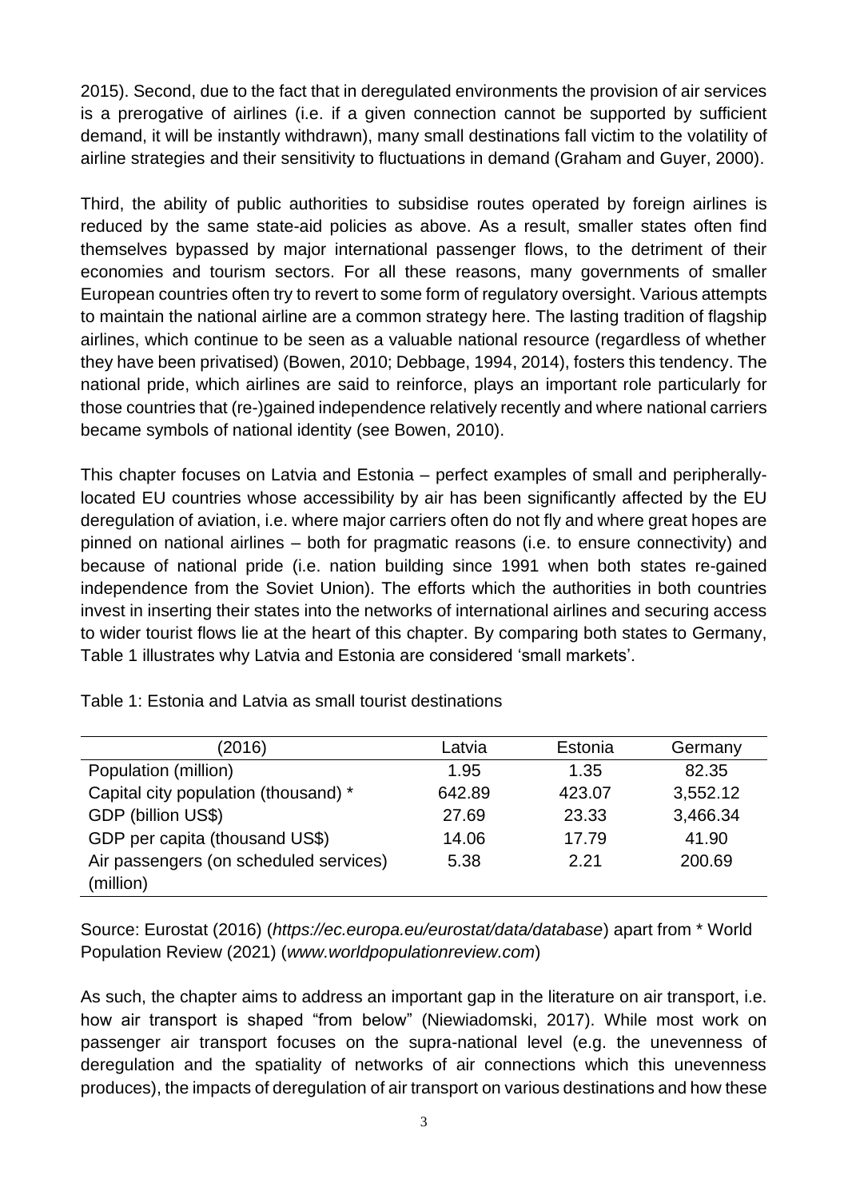2015). Second, due to the fact that in deregulated environments the provision of air services is a prerogative of airlines (i.e. if a given connection cannot be supported by sufficient demand, it will be instantly withdrawn), many small destinations fall victim to the volatility of airline strategies and their sensitivity to fluctuations in demand (Graham and Guyer, 2000).

Third, the ability of public authorities to subsidise routes operated by foreign airlines is reduced by the same state-aid policies as above. As a result, smaller states often find themselves bypassed by major international passenger flows, to the detriment of their economies and tourism sectors. For all these reasons, many governments of smaller European countries often try to revert to some form of regulatory oversight. Various attempts to maintain the national airline are a common strategy here. The lasting tradition of flagship airlines, which continue to be seen as a valuable national resource (regardless of whether they have been privatised) (Bowen, 2010; Debbage, 1994, 2014), fosters this tendency. The national pride, which airlines are said to reinforce, plays an important role particularly for those countries that (re-)gained independence relatively recently and where national carriers became symbols of national identity (see Bowen, 2010).

This chapter focuses on Latvia and Estonia – perfect examples of small and peripherally-located EU countries whose accessibility by air has been significantly affected by the EU deregulation of aviation, i.e. where major carriers often do not fly and where great hopes are pinned on national airlines – both for pragmatic reasons (i.e. to ensure connectivity) and because of national pride (i.e. nation building since 1991 when both states re-gained independence from the Soviet Union). The efforts which the authorities in both countries invest in inserting their states into the networks of international airlines and securing access to wider tourist flows lie at the heart of this chapter. By comparing both states to Germany, Table 1 illustrates why Latvia and Estonia are considered 'small markets'.

Table 1: Estonia and Latvia as small tourist destinations

| (2016) | Latvia | Estonia | Germany |
|---|---|---|---|
| Population (million) | 1.95 | 1.35 | 82.35 |
| Capital city population (thousand) * | 642.89 | 423.07 | 3,552.12 |
| GDP (billion US$) | 27.69 | 23.33 | 3,466.34 |
| GDP per capita (thousand US$) | 14.06 | 17.79 | 41.90 |
| Air passengers (on scheduled services) (million) | 5.38 | 2.21 | 200.69 |

Source: Eurostat (2016) (*https://ec.europa.eu/eurostat/data/database*) apart from * World Population Review (2021) (*www.worldpopulationreview.com*)

As such, the chapter aims to address an important gap in the literature on air transport, i.e. how air transport is shaped "from below" (Niewiadomski, 2017). While most work on passenger air transport focuses on the supra-national level (e.g. the unevenness of deregulation and the spatiality of networks of air connections which this unevenness produces), the impacts of deregulation of air transport on various destinations and how these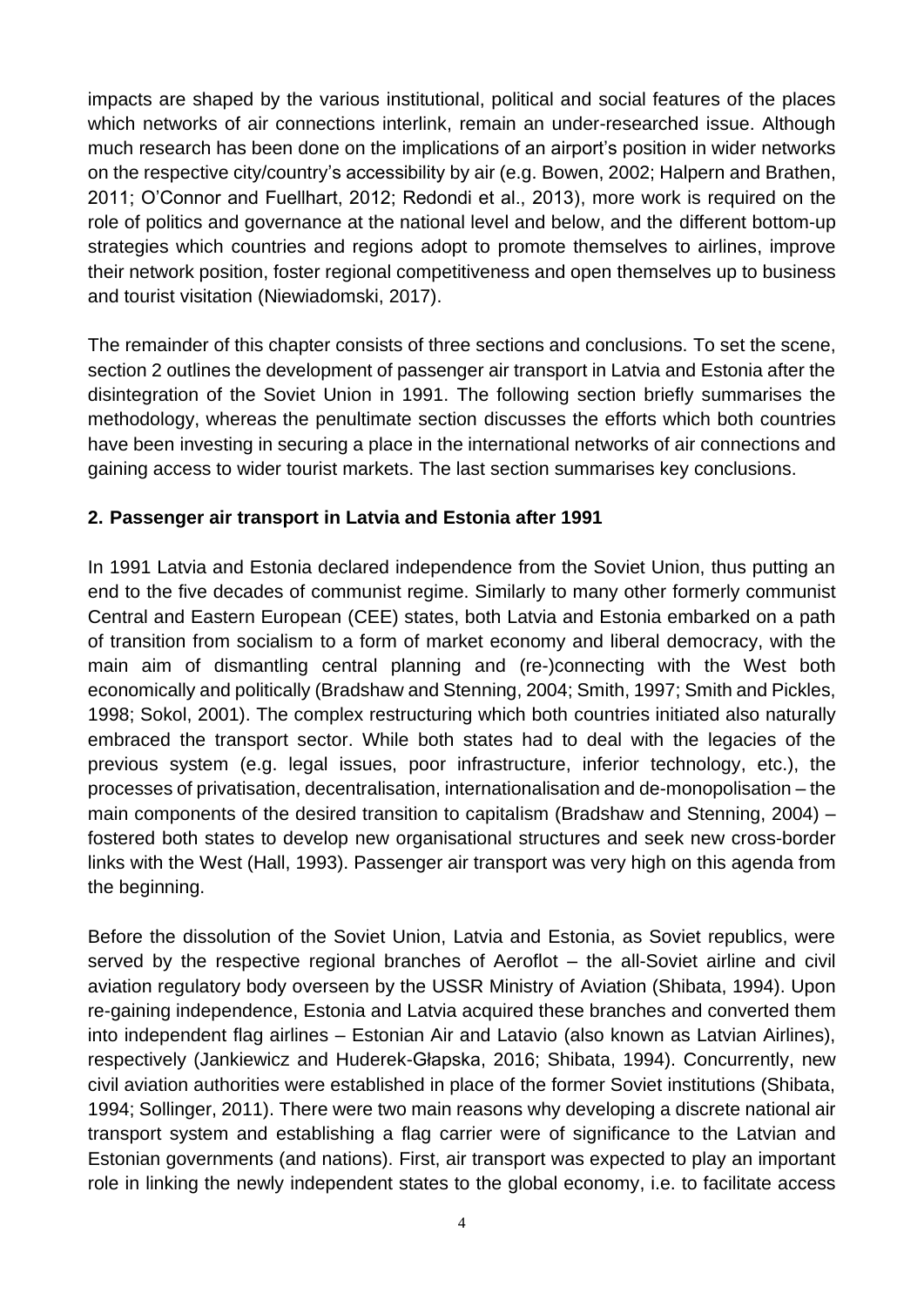impacts are shaped by the various institutional, political and social features of the places which networks of air connections interlink, remain an under-researched issue. Although much research has been done on the implications of an airport's position in wider networks on the respective city/country's accessibility by air (e.g. Bowen, 2002; Halpern and Brathen, 2011; O'Connor and Fuellhart, 2012; Redondi et al., 2013), more work is required on the role of politics and governance at the national level and below, and the different bottom-up strategies which countries and regions adopt to promote themselves to airlines, improve their network position, foster regional competitiveness and open themselves up to business and tourist visitation (Niewiadomski, 2017).

The remainder of this chapter consists of three sections and conclusions. To set the scene, section 2 outlines the development of passenger air transport in Latvia and Estonia after the disintegration of the Soviet Union in 1991. The following section briefly summarises the methodology, whereas the penultimate section discusses the efforts which both countries have been investing in securing a place in the international networks of air connections and gaining access to wider tourist markets. The last section summarises key conclusions.

## 2. Passenger air transport in Latvia and Estonia after 1991

In 1991 Latvia and Estonia declared independence from the Soviet Union, thus putting an end to the five decades of communist regime. Similarly to many other formerly communist Central and Eastern European (CEE) states, both Latvia and Estonia embarked on a path of transition from socialism to a form of market economy and liberal democracy, with the main aim of dismantling central planning and (re-)connecting with the West both economically and politically (Bradshaw and Stenning, 2004; Smith, 1997; Smith and Pickles, 1998; Sokol, 2001). The complex restructuring which both countries initiated also naturally embraced the transport sector. While both states had to deal with the legacies of the previous system (e.g. legal issues, poor infrastructure, inferior technology, etc.), the processes of privatisation, decentralisation, internationalisation and de-monopolisation – the main components of the desired transition to capitalism (Bradshaw and Stenning, 2004) – fostered both states to develop new organisational structures and seek new cross-border links with the West (Hall, 1993). Passenger air transport was very high on this agenda from the beginning.

Before the dissolution of the Soviet Union, Latvia and Estonia, as Soviet republics, were served by the respective regional branches of Aeroflot – the all-Soviet airline and civil aviation regulatory body overseen by the USSR Ministry of Aviation (Shibata, 1994). Upon re-gaining independence, Estonia and Latvia acquired these branches and converted them into independent flag airlines – Estonian Air and Latavio (also known as Latvian Airlines), respectively (Jankiewicz and Huderek-Głapska, 2016; Shibata, 1994). Concurrently, new civil aviation authorities were established in place of the former Soviet institutions (Shibata, 1994; Sollinger, 2011). There were two main reasons why developing a discrete national air transport system and establishing a flag carrier were of significance to the Latvian and Estonian governments (and nations). First, air transport was expected to play an important role in linking the newly independent states to the global economy, i.e. to facilitate access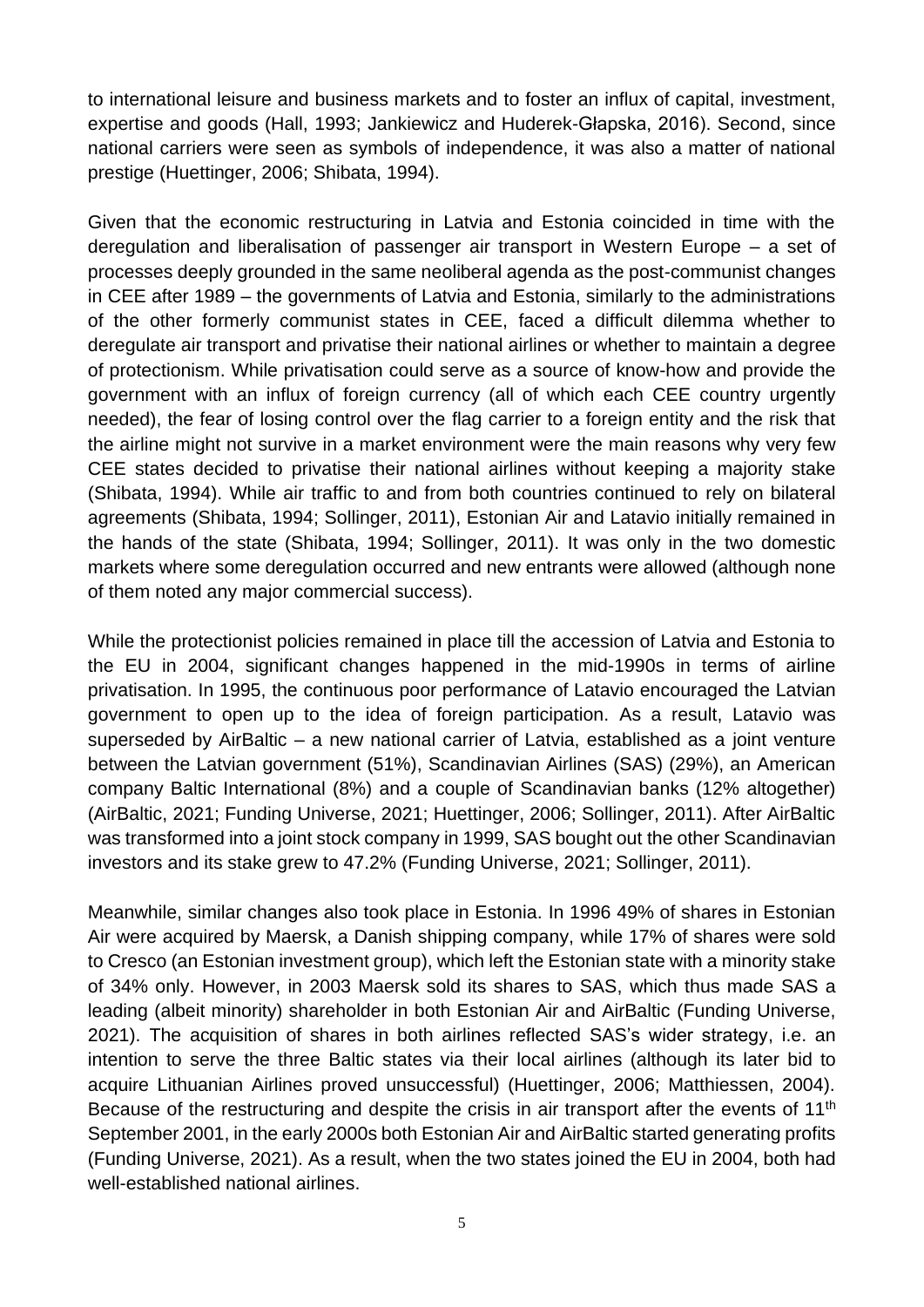to international leisure and business markets and to foster an influx of capital, investment, expertise and goods (Hall, 1993; Jankiewicz and Huderek-Głapska, 2016). Second, since national carriers were seen as symbols of independence, it was also a matter of national prestige (Huettinger, 2006; Shibata, 1994).

Given that the economic restructuring in Latvia and Estonia coincided in time with the deregulation and liberalisation of passenger air transport in Western Europe – a set of processes deeply grounded in the same neoliberal agenda as the post-communist changes in CEE after 1989 – the governments of Latvia and Estonia, similarly to the administrations of the other formerly communist states in CEE, faced a difficult dilemma whether to deregulate air transport and privatise their national airlines or whether to maintain a degree of protectionism. While privatisation could serve as a source of know-how and provide the government with an influx of foreign currency (all of which each CEE country urgently needed), the fear of losing control over the flag carrier to a foreign entity and the risk that the airline might not survive in a market environment were the main reasons why very few CEE states decided to privatise their national airlines without keeping a majority stake (Shibata, 1994). While air traffic to and from both countries continued to rely on bilateral agreements (Shibata, 1994; Sollinger, 2011), Estonian Air and Latavio initially remained in the hands of the state (Shibata, 1994; Sollinger, 2011). It was only in the two domestic markets where some deregulation occurred and new entrants were allowed (although none of them noted any major commercial success).

While the protectionist policies remained in place till the accession of Latvia and Estonia to the EU in 2004, significant changes happened in the mid-1990s in terms of airline privatisation. In 1995, the continuous poor performance of Latavio encouraged the Latvian government to open up to the idea of foreign participation. As a result, Latavio was superseded by AirBaltic – a new national carrier of Latvia, established as a joint venture between the Latvian government (51%), Scandinavian Airlines (SAS) (29%), an American company Baltic International (8%) and a couple of Scandinavian banks (12% altogether) (AirBaltic, 2021; Funding Universe, 2021; Huettinger, 2006; Sollinger, 2011). After AirBaltic was transformed into a joint stock company in 1999, SAS bought out the other Scandinavian investors and its stake grew to 47.2% (Funding Universe, 2021; Sollinger, 2011).

Meanwhile, similar changes also took place in Estonia. In 1996 49% of shares in Estonian Air were acquired by Maersk, a Danish shipping company, while 17% of shares were sold to Cresco (an Estonian investment group), which left the Estonian state with a minority stake of 34% only. However, in 2003 Maersk sold its shares to SAS, which thus made SAS a leading (albeit minority) shareholder in both Estonian Air and AirBaltic (Funding Universe, 2021). The acquisition of shares in both airlines reflected SAS's wider strategy, i.e. an intention to serve the three Baltic states via their local airlines (although its later bid to acquire Lithuanian Airlines proved unsuccessful) (Huettinger, 2006; Matthiessen, 2004). Because of the restructuring and despite the crisis in air transport after the events of 11th September 2001, in the early 2000s both Estonian Air and AirBaltic started generating profits (Funding Universe, 2021). As a result, when the two states joined the EU in 2004, both had well-established national airlines.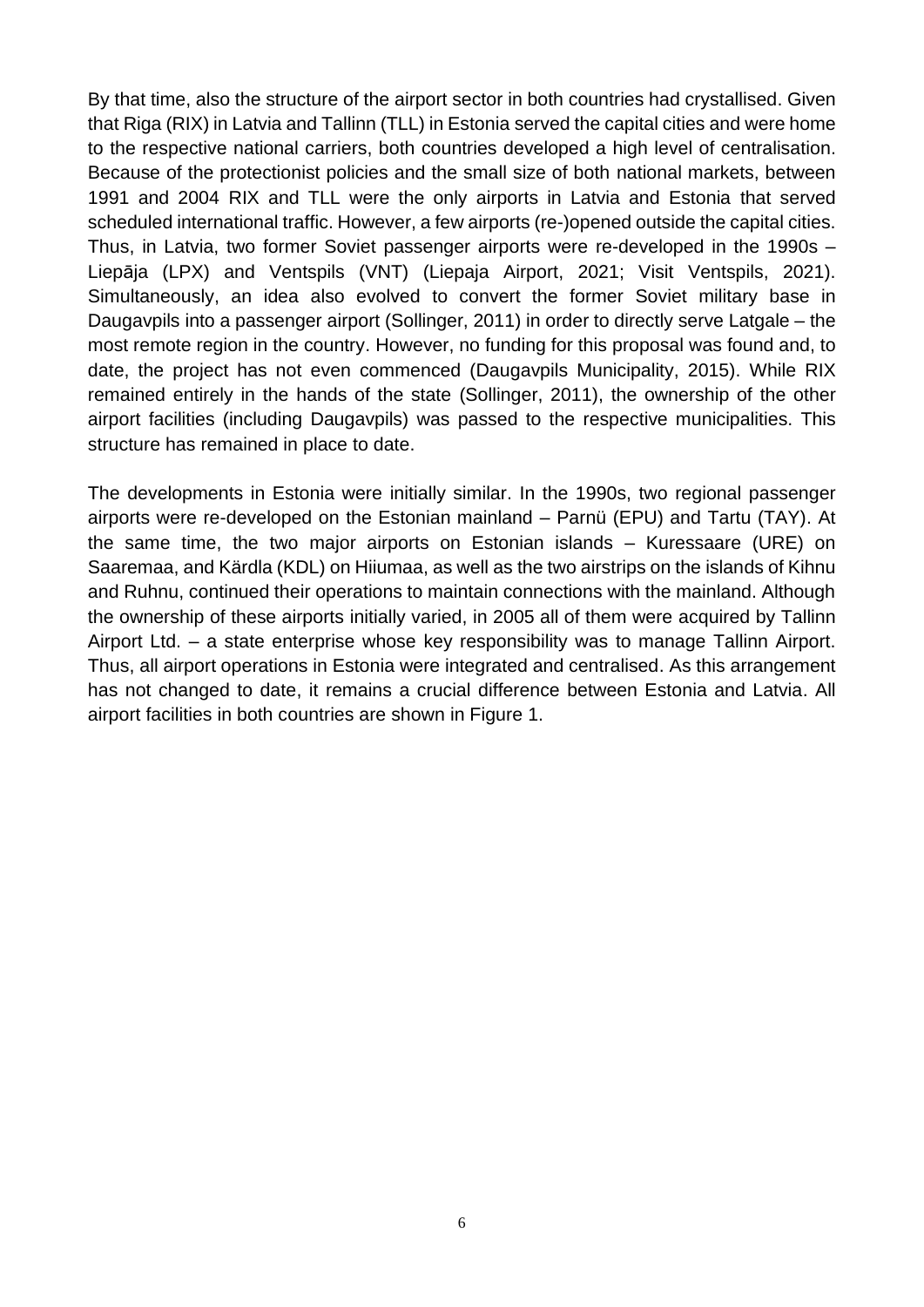By that time, also the structure of the airport sector in both countries had crystallised. Given that Riga (RIX) in Latvia and Tallinn (TLL) in Estonia served the capital cities and were home to the respective national carriers, both countries developed a high level of centralisation. Because of the protectionist policies and the small size of both national markets, between 1991 and 2004 RIX and TLL were the only airports in Latvia and Estonia that served scheduled international traffic. However, a few airports (re-)opened outside the capital cities. Thus, in Latvia, two former Soviet passenger airports were re-developed in the 1990s – Liepāja (LPX) and Ventspils (VNT) (Liepaja Airport, 2021; Visit Ventspils, 2021). Simultaneously, an idea also evolved to convert the former Soviet military base in Daugavpils into a passenger airport (Sollinger, 2011) in order to directly serve Latgale – the most remote region in the country. However, no funding for this proposal was found and, to date, the project has not even commenced (Daugavpils Municipality, 2015). While RIX remained entirely in the hands of the state (Sollinger, 2011), the ownership of the other airport facilities (including Daugavpils) was passed to the respective municipalities. This structure has remained in place to date.

The developments in Estonia were initially similar. In the 1990s, two regional passenger airports were re-developed on the Estonian mainland – Parnü (EPU) and Tartu (TAY). At the same time, the two major airports on Estonian islands – Kuressaare (URE) on Saaremaa, and Kärdla (KDL) on Hiiumaa, as well as the two airstrips on the islands of Kihnu and Ruhnu, continued their operations to maintain connections with the mainland. Although the ownership of these airports initially varied, in 2005 all of them were acquired by Tallinn Airport Ltd. – a state enterprise whose key responsibility was to manage Tallinn Airport. Thus, all airport operations in Estonia were integrated and centralised. As this arrangement has not changed to date, it remains a crucial difference between Estonia and Latvia. All airport facilities in both countries are shown in Figure 1.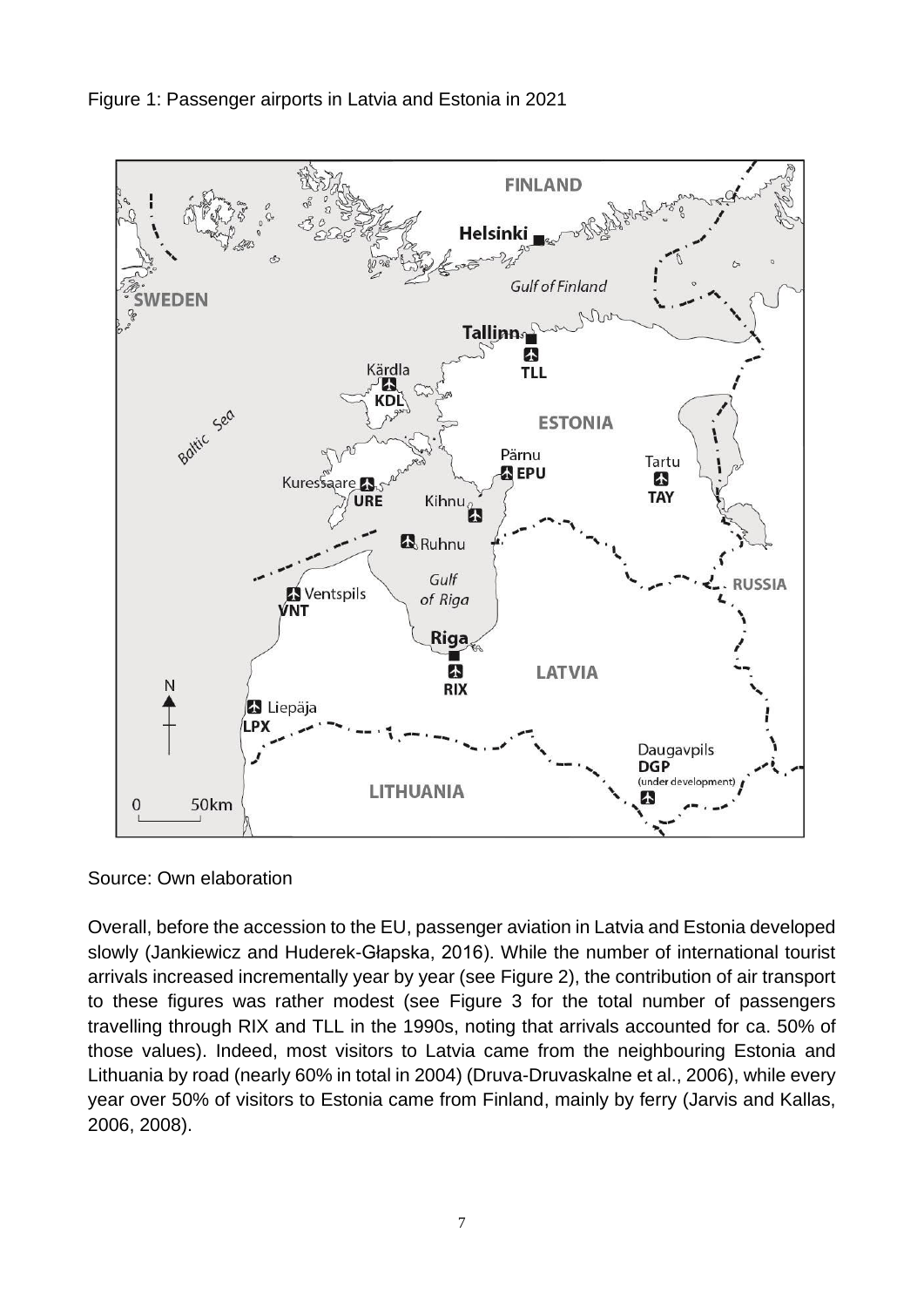Figure 1: Passenger airports in Latvia and Estonia in 2021

Source: Own elaboration

Overall, before the accession to the EU, passenger aviation in Latvia and Estonia developed slowly (Jankiewicz and Huderek-Głapska, 2016). While the number of international tourist arrivals increased incrementally year by year (see Figure 2), the contribution of air transport to these figures was rather modest (see Figure 3 for the total number of passengers travelling through RIX and TLL in the 1990s, noting that arrivals accounted for ca. 50% of those values). Indeed, most visitors to Latvia came from the neighbouring Estonia and Lithuania by road (nearly 60% in total in 2004) (Druva-Druvaskalne et al., 2006), while every year over 50% of visitors to Estonia came from Finland, mainly by ferry (Jarvis and Kallas, 2006, 2008).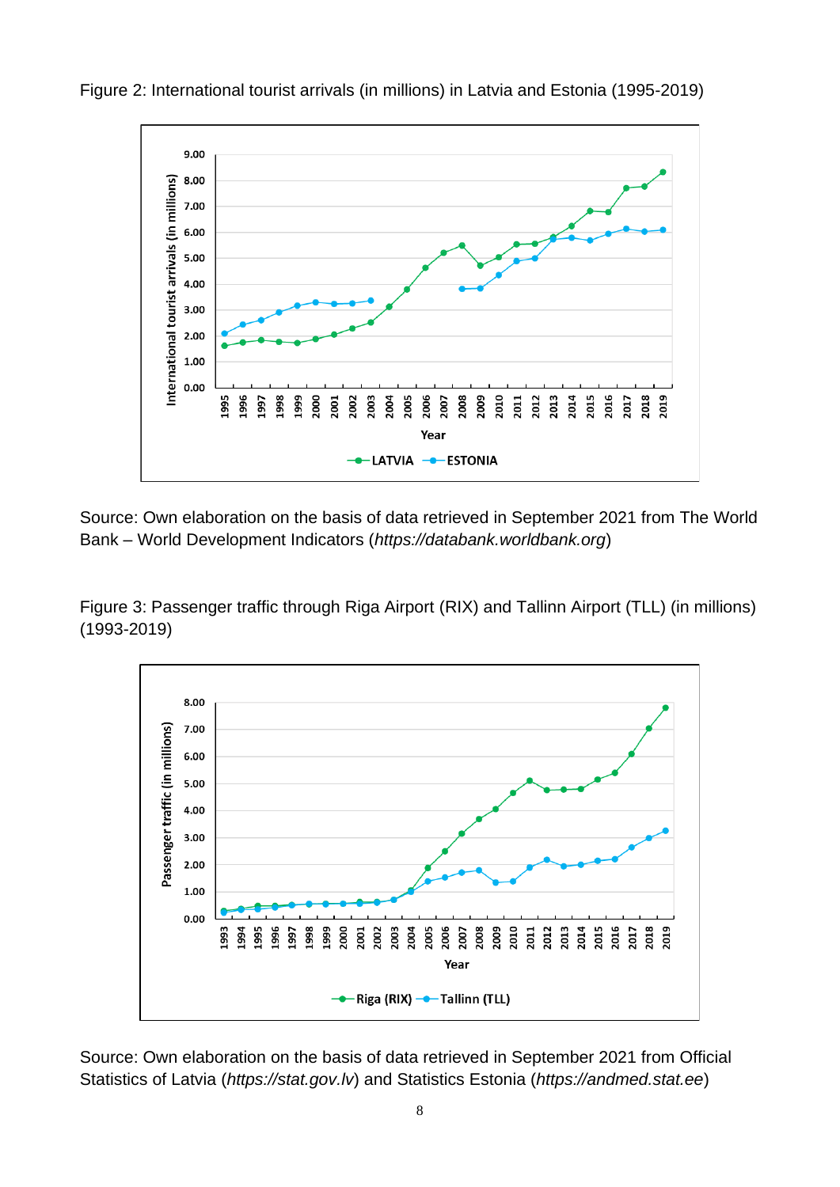Figure 2: International tourist arrivals (in millions) in Latvia and Estonia (1995-2019)

Source: Own elaboration on the basis of data retrieved in September 2021 from The World Bank – World Development Indicators (*https://databank.worldbank.org*)

Figure 3: Passenger traffic through Riga Airport (RIX) and Tallinn Airport (TLL) (in millions) (1993-2019)

Source: Own elaboration on the basis of data retrieved in September 2021 from Official Statistics of Latvia (*https://stat.gov.lv*) and Statistics Estonia (*https://andmed.stat.ee*)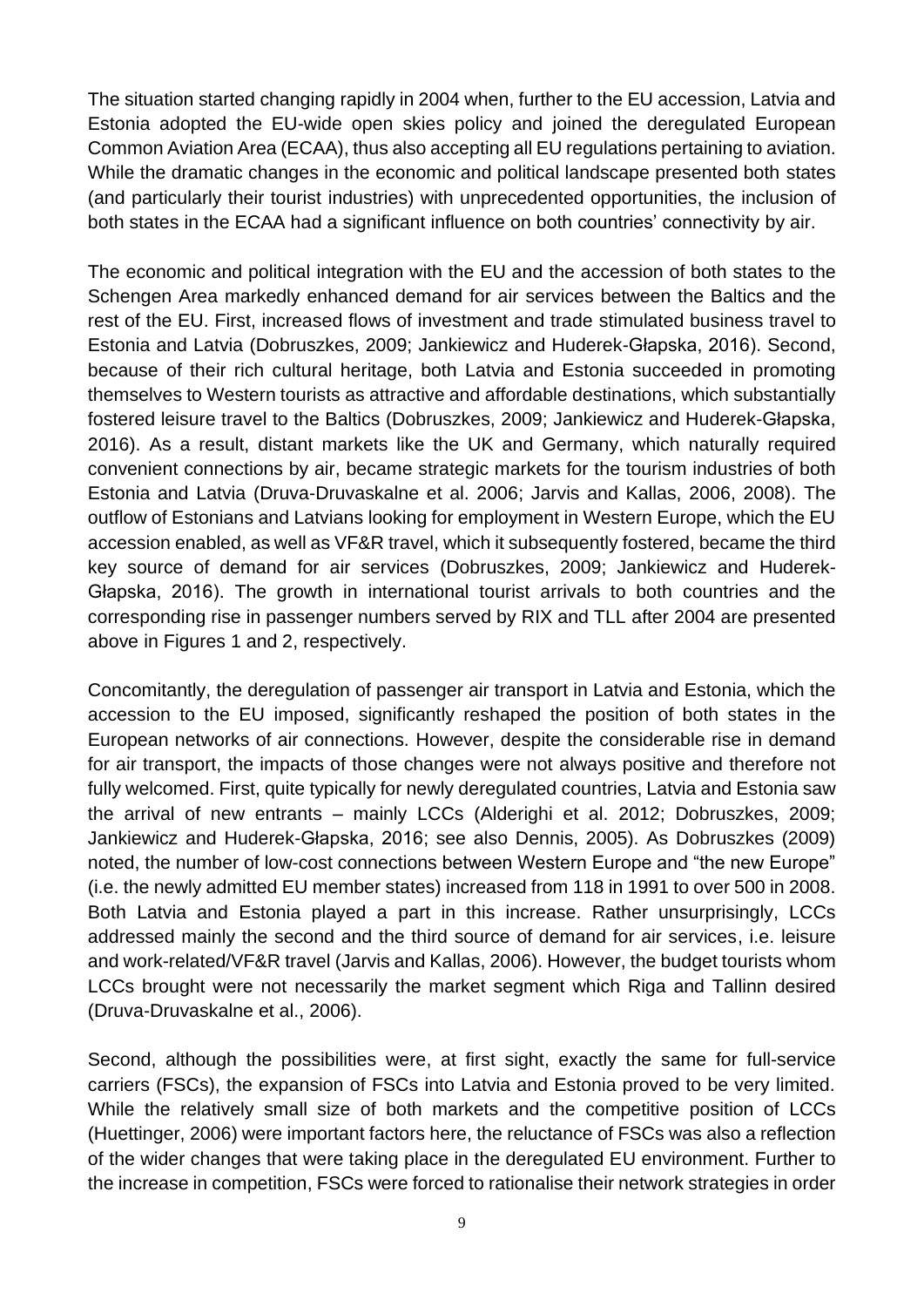The situation started changing rapidly in 2004 when, further to the EU accession, Latvia and Estonia adopted the EU-wide open skies policy and joined the deregulated European Common Aviation Area (ECAA), thus also accepting all EU regulations pertaining to aviation. While the dramatic changes in the economic and political landscape presented both states (and particularly their tourist industries) with unprecedented opportunities, the inclusion of both states in the ECAA had a significant influence on both countries' connectivity by air.

The economic and political integration with the EU and the accession of both states to the Schengen Area markedly enhanced demand for air services between the Baltics and the rest of the EU. First, increased flows of investment and trade stimulated business travel to Estonia and Latvia (Dobruszkes, 2009; Jankiewicz and Huderek-Głapska, 2016). Second, because of their rich cultural heritage, both Latvia and Estonia succeeded in promoting themselves to Western tourists as attractive and affordable destinations, which substantially fostered leisure travel to the Baltics (Dobruszkes, 2009; Jankiewicz and Huderek-Głapska, 2016). As a result, distant markets like the UK and Germany, which naturally required convenient connections by air, became strategic markets for the tourism industries of both Estonia and Latvia (Druva-Druvaskalne et al. 2006; Jarvis and Kallas, 2006, 2008). The outflow of Estonians and Latvians looking for employment in Western Europe, which the EU accession enabled, as well as VF&R travel, which it subsequently fostered, became the third key source of demand for air services (Dobruszkes, 2009; Jankiewicz and Huderek-Głapska, 2016). The growth in international tourist arrivals to both countries and the corresponding rise in passenger numbers served by RIX and TLL after 2004 are presented above in Figures 1 and 2, respectively.

Concomitantly, the deregulation of passenger air transport in Latvia and Estonia, which the accession to the EU imposed, significantly reshaped the position of both states in the European networks of air connections. However, despite the considerable rise in demand for air transport, the impacts of those changes were not always positive and therefore not fully welcomed. First, quite typically for newly deregulated countries, Latvia and Estonia saw the arrival of new entrants – mainly LCCs (Alderighi et al. 2012; Dobruszkes, 2009; Jankiewicz and Huderek-Głapska, 2016; see also Dennis, 2005). As Dobruszkes (2009) noted, the number of low-cost connections between Western Europe and "the new Europe" (i.e. the newly admitted EU member states) increased from 118 in 1991 to over 500 in 2008. Both Latvia and Estonia played a part in this increase. Rather unsurprisingly, LCCs addressed mainly the second and the third source of demand for air services, i.e. leisure and work-related/VF&R travel (Jarvis and Kallas, 2006). However, the budget tourists whom LCCs brought were not necessarily the market segment which Riga and Tallinn desired (Druva-Druvaskalne et al., 2006).

Second, although the possibilities were, at first sight, exactly the same for full-service carriers (FSCs), the expansion of FSCs into Latvia and Estonia proved to be very limited. While the relatively small size of both markets and the competitive position of LCCs (Huettinger, 2006) were important factors here, the reluctance of FSCs was also a reflection of the wider changes that were taking place in the deregulated EU environment. Further to the increase in competition, FSCs were forced to rationalise their network strategies in order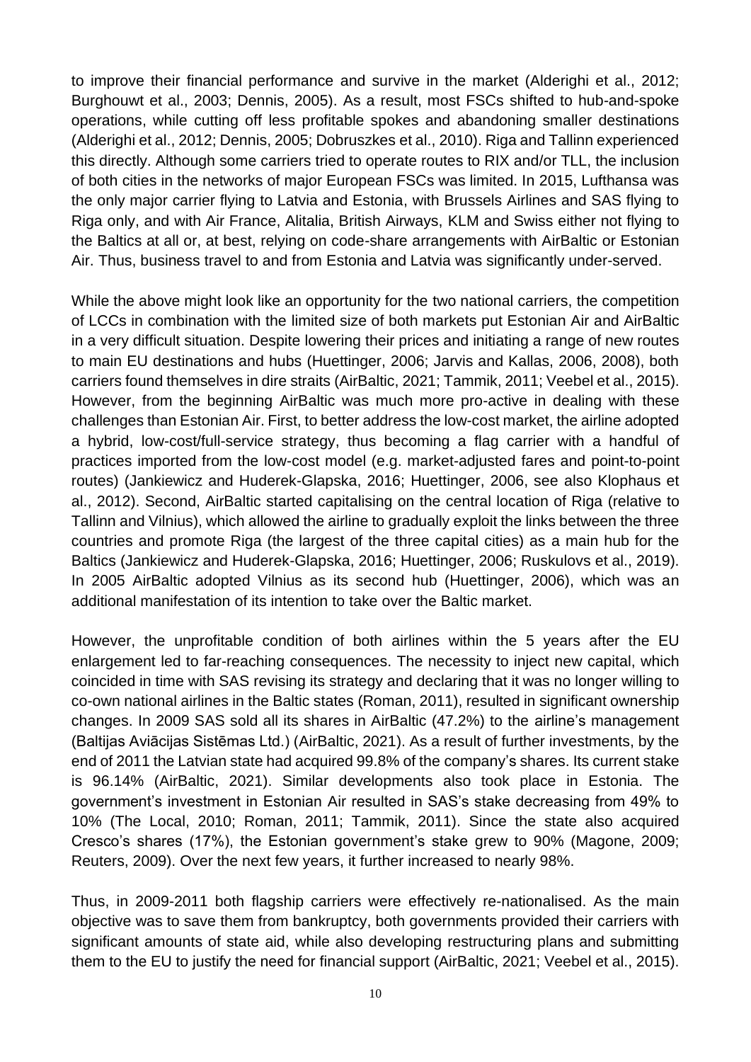to improve their financial performance and survive in the market (Alderighi et al., 2012; Burghouwt et al., 2003; Dennis, 2005). As a result, most FSCs shifted to hub-and-spoke operations, while cutting off less profitable spokes and abandoning smaller destinations (Alderighi et al., 2012; Dennis, 2005; Dobruszkes et al., 2010). Riga and Tallinn experienced this directly. Although some carriers tried to operate routes to RIX and/or TLL, the inclusion of both cities in the networks of major European FSCs was limited. In 2015, Lufthansa was the only major carrier flying to Latvia and Estonia, with Brussels Airlines and SAS flying to Riga only, and with Air France, Alitalia, British Airways, KLM and Swiss either not flying to the Baltics at all or, at best, relying on code-share arrangements with AirBaltic or Estonian Air. Thus, business travel to and from Estonia and Latvia was significantly under-served.

While the above might look like an opportunity for the two national carriers, the competition of LCCs in combination with the limited size of both markets put Estonian Air and AirBaltic in a very difficult situation. Despite lowering their prices and initiating a range of new routes to main EU destinations and hubs (Huettinger, 2006; Jarvis and Kallas, 2006, 2008), both carriers found themselves in dire straits (AirBaltic, 2021; Tammik, 2011; Veebel et al., 2015). However, from the beginning AirBaltic was much more pro-active in dealing with these challenges than Estonian Air. First, to better address the low-cost market, the airline adopted a hybrid, low-cost/full-service strategy, thus becoming a flag carrier with a handful of practices imported from the low-cost model (e.g. market-adjusted fares and point-to-point routes) (Jankiewicz and Huderek-Glapska, 2016; Huettinger, 2006, see also Klophaus et al., 2012). Second, AirBaltic started capitalising on the central location of Riga (relative to Tallinn and Vilnius), which allowed the airline to gradually exploit the links between the three countries and promote Riga (the largest of the three capital cities) as a main hub for the Baltics (Jankiewicz and Huderek-Glapska, 2016; Huettinger, 2006; Ruskulovs et al., 2019). In 2005 AirBaltic adopted Vilnius as its second hub (Huettinger, 2006), which was an additional manifestation of its intention to take over the Baltic market.

However, the unprofitable condition of both airlines within the 5 years after the EU enlargement led to far-reaching consequences. The necessity to inject new capital, which coincided in time with SAS revising its strategy and declaring that it was no longer willing to co-own national airlines in the Baltic states (Roman, 2011), resulted in significant ownership changes. In 2009 SAS sold all its shares in AirBaltic (47.2%) to the airline's management (Baltijas Aviācijas Sistēmas Ltd.) (AirBaltic, 2021). As a result of further investments, by the end of 2011 the Latvian state had acquired 99.8% of the company's shares. Its current stake is 96.14% (AirBaltic, 2021). Similar developments also took place in Estonia. The government's investment in Estonian Air resulted in SAS's stake decreasing from 49% to 10% (The Local, 2010; Roman, 2011; Tammik, 2011). Since the state also acquired Cresco's shares (17%), the Estonian government's stake grew to 90% (Magone, 2009; Reuters, 2009). Over the next few years, it further increased to nearly 98%.

Thus, in 2009-2011 both flagship carriers were effectively re-nationalised. As the main objective was to save them from bankruptcy, both governments provided their carriers with significant amounts of state aid, while also developing restructuring plans and submitting them to the EU to justify the need for financial support (AirBaltic, 2021; Veebel et al., 2015).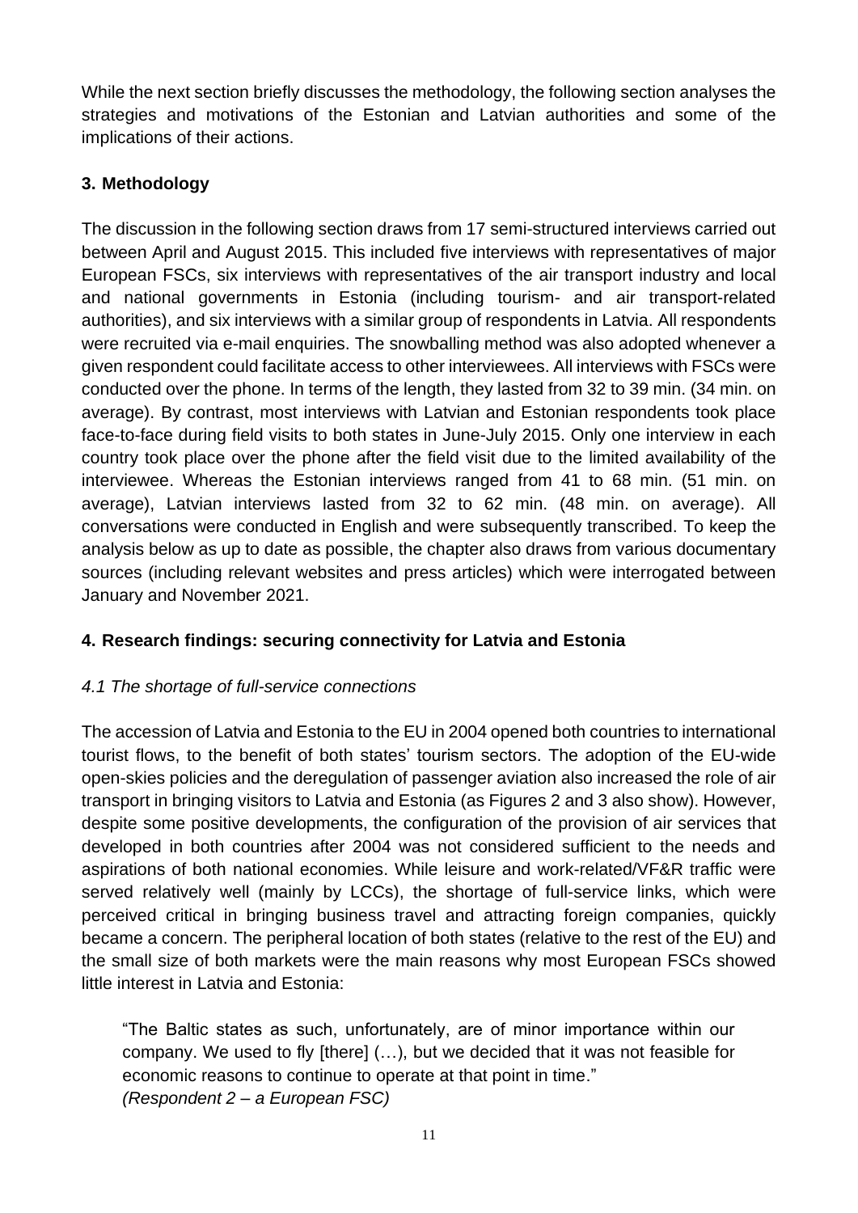While the next section briefly discusses the methodology, the following section analyses the strategies and motivations of the Estonian and Latvian authorities and some of the implications of their actions.

## 3. Methodology

The discussion in the following section draws from 17 semi-structured interviews carried out between April and August 2015. This included five interviews with representatives of major European FSCs, six interviews with representatives of the air transport industry and local and national governments in Estonia (including tourism- and air transport-related authorities), and six interviews with a similar group of respondents in Latvia. All respondents were recruited via e-mail enquiries. The snowballing method was also adopted whenever a given respondent could facilitate access to other interviewees. All interviews with FSCs were conducted over the phone. In terms of the length, they lasted from 32 to 39 min. (34 min. on average). By contrast, most interviews with Latvian and Estonian respondents took place face-to-face during field visits to both states in June-July 2015. Only one interview in each country took place over the phone after the field visit due to the limited availability of the interviewee. Whereas the Estonian interviews ranged from 41 to 68 min. (51 min. on average), Latvian interviews lasted from 32 to 62 min. (48 min. on average). All conversations were conducted in English and were subsequently transcribed. To keep the analysis below as up to date as possible, the chapter also draws from various documentary sources (including relevant websites and press articles) which were interrogated between January and November 2021.

## 4. Research findings: securing connectivity for Latvia and Estonia

### *4.1 The shortage of full-service connections*

The accession of Latvia and Estonia to the EU in 2004 opened both countries to international tourist flows, to the benefit of both states' tourism sectors. The adoption of the EU-wide open-skies policies and the deregulation of passenger aviation also increased the role of air transport in bringing visitors to Latvia and Estonia (as Figures 2 and 3 also show). However, despite some positive developments, the configuration of the provision of air services that developed in both countries after 2004 was not considered sufficient to the needs and aspirations of both national economies. While leisure and work-related/VF&R traffic were served relatively well (mainly by LCCs), the shortage of full-service links, which were perceived critical in bringing business travel and attracting foreign companies, quickly became a concern. The peripheral location of both states (relative to the rest of the EU) and the small size of both markets were the main reasons why most European FSCs showed little interest in Latvia and Estonia:

> "The Baltic states as such, unfortunately, are of minor importance within our company. We used to fly [there] (…), but we decided that it was not feasible for economic reasons to continue to operate at that point in time."
> *(Respondent 2 – a European FSC)*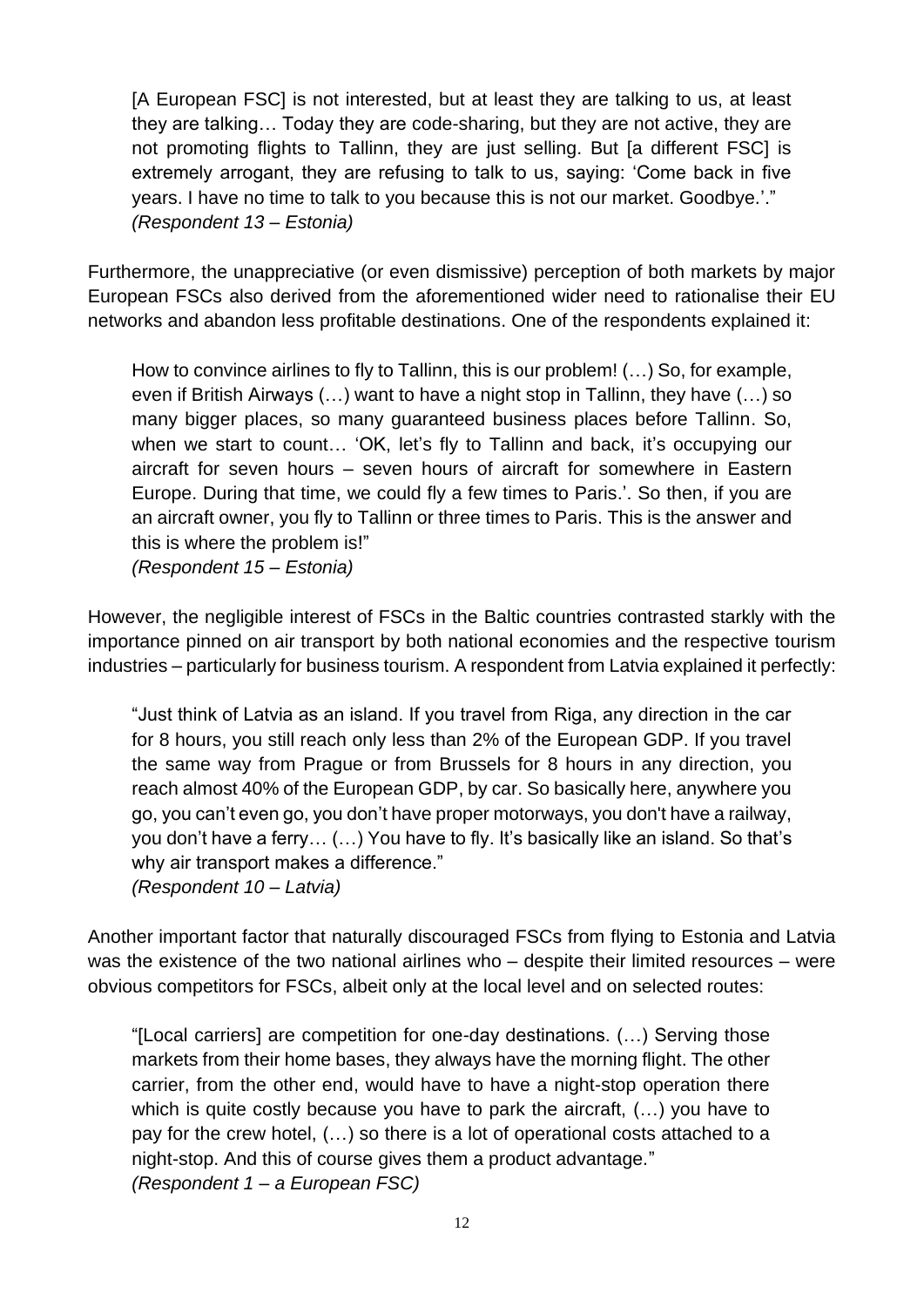> [A European FSC] is not interested, but at least they are talking to us, at least they are talking… Today they are code-sharing, but they are not active, they are not promoting flights to Tallinn, they are just selling. But [a different FSC] is extremely arrogant, they are refusing to talk to us, saying: 'Come back in five years. I have no time to talk to you because this is not our market. Goodbye.'."
> *(Respondent 13 – Estonia)*

Furthermore, the unappreciative (or even dismissive) perception of both markets by major European FSCs also derived from the aforementioned wider need to rationalise their EU networks and abandon less profitable destinations. One of the respondents explained it:

> How to convince airlines to fly to Tallinn, this is our problem! (…) So, for example, even if British Airways (…) want to have a night stop in Tallinn, they have (…) so many bigger places, so many guaranteed business places before Tallinn. So, when we start to count… 'OK, let's fly to Tallinn and back, it's occupying our aircraft for seven hours – seven hours of aircraft for somewhere in Eastern Europe. During that time, we could fly a few times to Paris.'. So then, if you are an aircraft owner, you fly to Tallinn or three times to Paris. This is the answer and this is where the problem is!"
> *(Respondent 15 – Estonia)*

However, the negligible interest of FSCs in the Baltic countries contrasted starkly with the importance pinned on air transport by both national economies and the respective tourism industries – particularly for business tourism. A respondent from Latvia explained it perfectly:

> "Just think of Latvia as an island. If you travel from Riga, any direction in the car for 8 hours, you still reach only less than 2% of the European GDP. If you travel the same way from Prague or from Brussels for 8 hours in any direction, you reach almost 40% of the European GDP, by car. So basically here, anywhere you go, you can't even go, you don't have proper motorways, you don't have a railway, you don't have a ferry… (…) You have to fly. It's basically like an island. So that's why air transport makes a difference."
> *(Respondent 10 – Latvia)*

Another important factor that naturally discouraged FSCs from flying to Estonia and Latvia was the existence of the two national airlines who – despite their limited resources – were obvious competitors for FSCs, albeit only at the local level and on selected routes:

> "[Local carriers] are competition for one-day destinations. (…) Serving those markets from their home bases, they always have the morning flight. The other carrier, from the other end, would have to have a night-stop operation there which is quite costly because you have to park the aircraft, (…) you have to pay for the crew hotel, (…) so there is a lot of operational costs attached to a night-stop. And this of course gives them a product advantage."
> *(Respondent 1 – a European FSC)*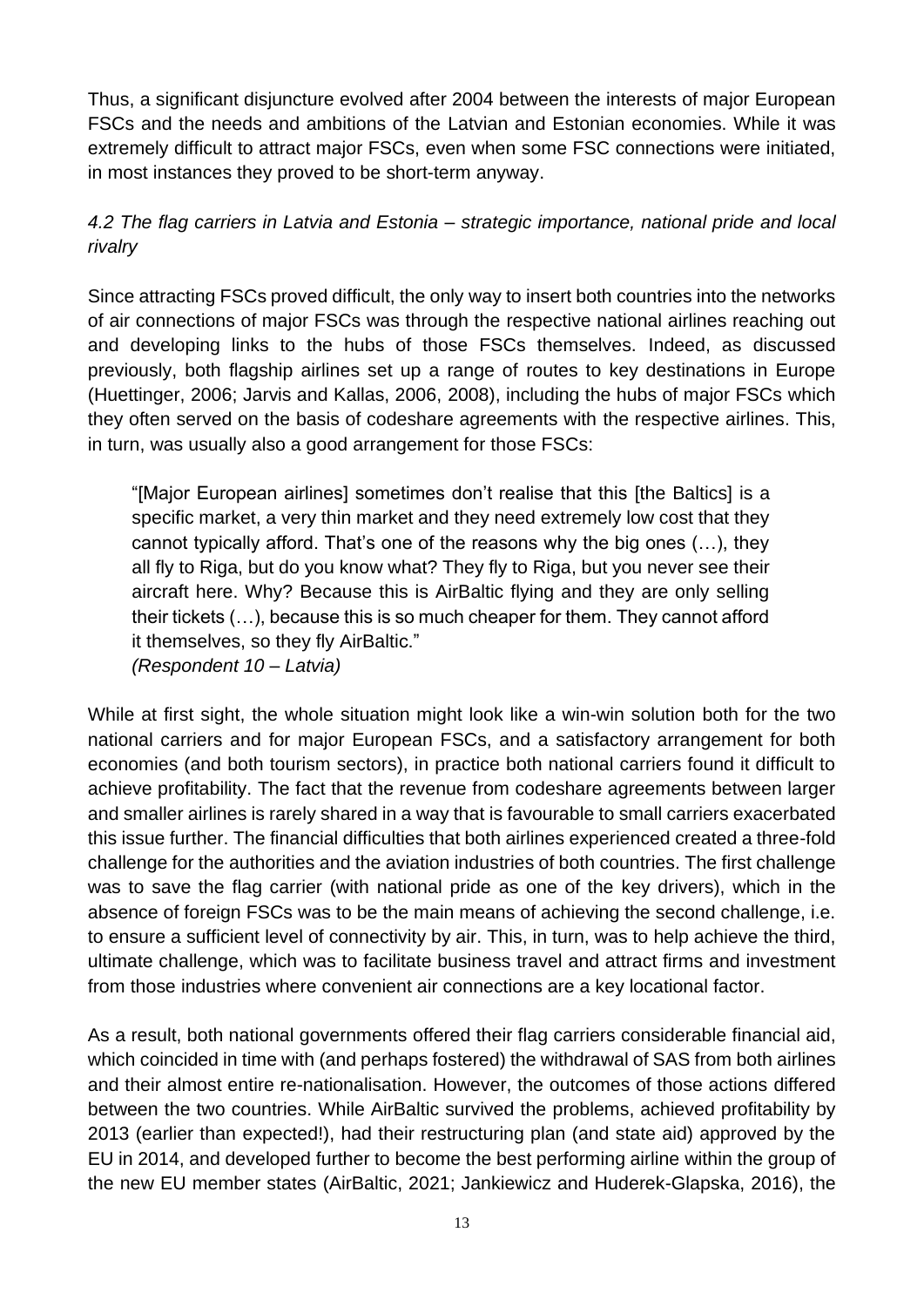Thus, a significant disjuncture evolved after 2004 between the interests of major European FSCs and the needs and ambitions of the Latvian and Estonian economies. While it was extremely difficult to attract major FSCs, even when some FSC connections were initiated, in most instances they proved to be short-term anyway.

*4.2 The flag carriers in Latvia and Estonia – strategic importance, national pride and local rivalry*

Since attracting FSCs proved difficult, the only way to insert both countries into the networks of air connections of major FSCs was through the respective national airlines reaching out and developing links to the hubs of those FSCs themselves. Indeed, as discussed previously, both flagship airlines set up a range of routes to key destinations in Europe (Huettinger, 2006; Jarvis and Kallas, 2006, 2008), including the hubs of major FSCs which they often served on the basis of codeshare agreements with the respective airlines. This, in turn, was usually also a good arrangement for those FSCs:

> "[Major European airlines] sometimes don't realise that this [the Baltics] is a specific market, a very thin market and they need extremely low cost that they cannot typically afford. That's one of the reasons why the big ones (…), they all fly to Riga, but do you know what? They fly to Riga, but you never see their aircraft here. Why? Because this is AirBaltic flying and they are only selling their tickets (…), because this is so much cheaper for them. They cannot afford it themselves, so they fly AirBaltic."
> *(Respondent 10 – Latvia)*

While at first sight, the whole situation might look like a win-win solution both for the two national carriers and for major European FSCs, and a satisfactory arrangement for both economies (and both tourism sectors), in practice both national carriers found it difficult to achieve profitability. The fact that the revenue from codeshare agreements between larger and smaller airlines is rarely shared in a way that is favourable to small carriers exacerbated this issue further. The financial difficulties that both airlines experienced created a three-fold challenge for the authorities and the aviation industries of both countries. The first challenge was to save the flag carrier (with national pride as one of the key drivers), which in the absence of foreign FSCs was to be the main means of achieving the second challenge, i.e. to ensure a sufficient level of connectivity by air. This, in turn, was to help achieve the third, ultimate challenge, which was to facilitate business travel and attract firms and investment from those industries where convenient air connections are a key locational factor.

As a result, both national governments offered their flag carriers considerable financial aid, which coincided in time with (and perhaps fostered) the withdrawal of SAS from both airlines and their almost entire re-nationalisation. However, the outcomes of those actions differed between the two countries. While AirBaltic survived the problems, achieved profitability by 2013 (earlier than expected!), had their restructuring plan (and state aid) approved by the EU in 2014, and developed further to become the best performing airline within the group of the new EU member states (AirBaltic, 2021; Jankiewicz and Huderek-Glapska, 2016), the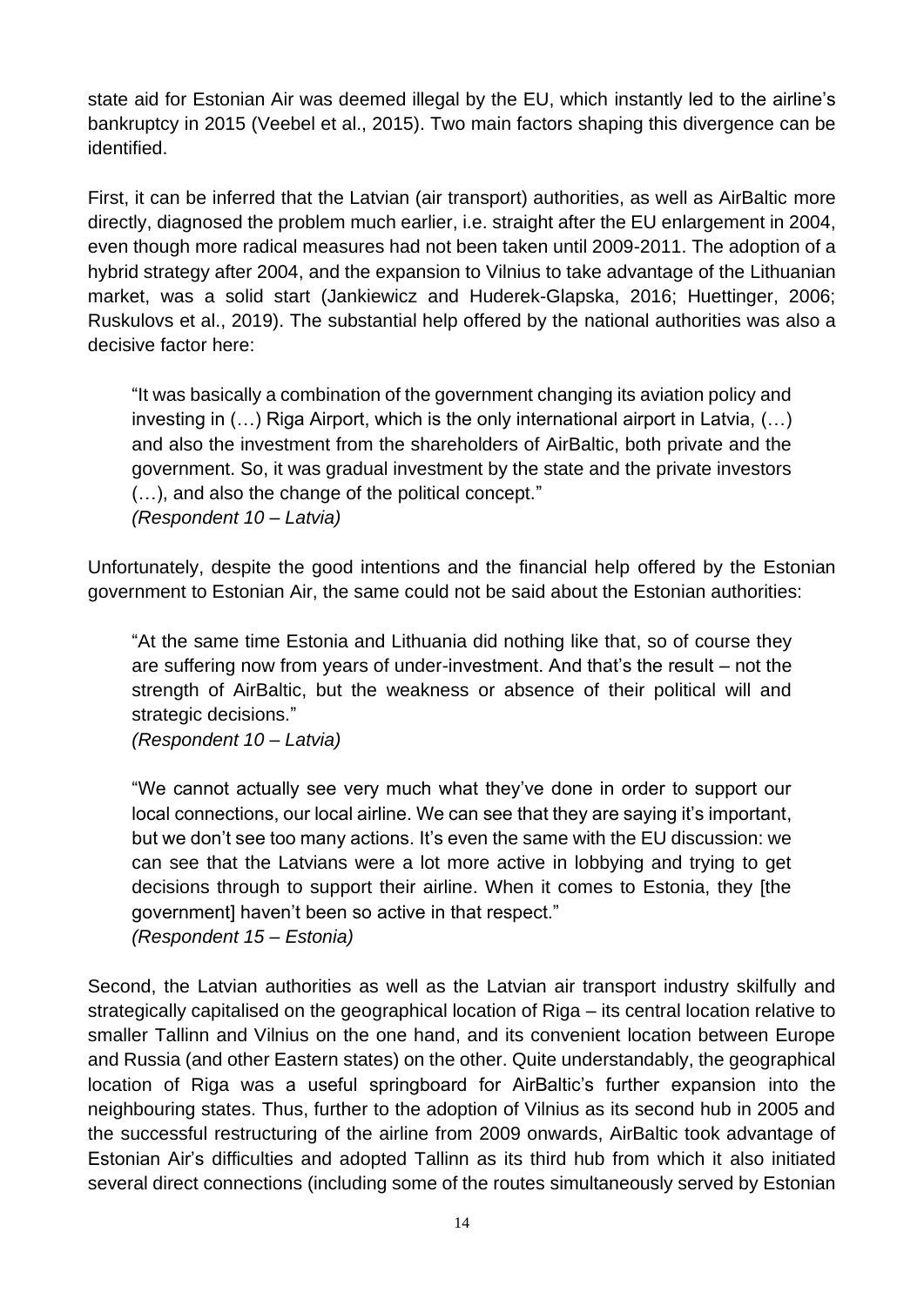state aid for Estonian Air was deemed illegal by the EU, which instantly led to the airline's bankruptcy in 2015 (Veebel et al., 2015). Two main factors shaping this divergence can be identified.

First, it can be inferred that the Latvian (air transport) authorities, as well as AirBaltic more directly, diagnosed the problem much earlier, i.e. straight after the EU enlargement in 2004, even though more radical measures had not been taken until 2009-2011. The adoption of a hybrid strategy after 2004, and the expansion to Vilnius to take advantage of the Lithuanian market, was a solid start (Jankiewicz and Huderek-Glapska, 2016; Huettinger, 2006; Ruskulovs et al., 2019). The substantial help offered by the national authorities was also a decisive factor here:

> "It was basically a combination of the government changing its aviation policy and investing in (…) Riga Airport, which is the only international airport in Latvia, (…) and also the investment from the shareholders of AirBaltic, both private and the government. So, it was gradual investment by the state and the private investors (…), and also the change of the political concept."
> *(Respondent 10 – Latvia)*

Unfortunately, despite the good intentions and the financial help offered by the Estonian government to Estonian Air, the same could not be said about the Estonian authorities:

> "At the same time Estonia and Lithuania did nothing like that, so of course they are suffering now from years of under-investment. And that's the result – not the strength of AirBaltic, but the weakness or absence of their political will and strategic decisions."
> *(Respondent 10 – Latvia)*

> "We cannot actually see very much what they've done in order to support our local connections, our local airline. We can see that they are saying it's important, but we don't see too many actions. It's even the same with the EU discussion: we can see that the Latvians were a lot more active in lobbying and trying to get decisions through to support their airline. When it comes to Estonia, they [the government] haven't been so active in that respect."
> *(Respondent 15 – Estonia)*

Second, the Latvian authorities as well as the Latvian air transport industry skilfully and strategically capitalised on the geographical location of Riga – its central location relative to smaller Tallinn and Vilnius on the one hand, and its convenient location between Europe and Russia (and other Eastern states) on the other. Quite understandably, the geographical location of Riga was a useful springboard for AirBaltic's further expansion into the neighbouring states. Thus, further to the adoption of Vilnius as its second hub in 2005 and the successful restructuring of the airline from 2009 onwards, AirBaltic took advantage of Estonian Air's difficulties and adopted Tallinn as its third hub from which it also initiated several direct connections (including some of the routes simultaneously served by Estonian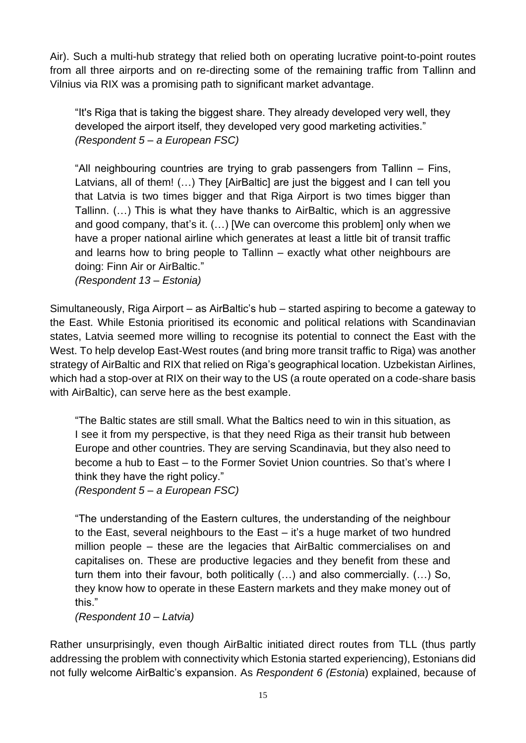Air). Such a multi-hub strategy that relied both on operating lucrative point-to-point routes from all three airports and on re-directing some of the remaining traffic from Tallinn and Vilnius via RIX was a promising path to significant market advantage.

> "It's Riga that is taking the biggest share. They already developed very well, they developed the airport itself, they developed very good marketing activities."
> *(Respondent 5 – a European FSC)*

> "All neighbouring countries are trying to grab passengers from Tallinn – Fins, Latvians, all of them! (…) They [AirBaltic] are just the biggest and I can tell you that Latvia is two times bigger and that Riga Airport is two times bigger than Tallinn. (…) This is what they have thanks to AirBaltic, which is an aggressive and good company, that's it. (…) [We can overcome this problem] only when we have a proper national airline which generates at least a little bit of transit traffic and learns how to bring people to Tallinn – exactly what other neighbours are doing: Finn Air or AirBaltic."
> *(Respondent 13 – Estonia)*

Simultaneously, Riga Airport – as AirBaltic's hub – started aspiring to become a gateway to the East. While Estonia prioritised its economic and political relations with Scandinavian states, Latvia seemed more willing to recognise its potential to connect the East with the West. To help develop East-West routes (and bring more transit traffic to Riga) was another strategy of AirBaltic and RIX that relied on Riga's geographical location. Uzbekistan Airlines, which had a stop-over at RIX on their way to the US (a route operated on a code-share basis with AirBaltic), can serve here as the best example.

> "The Baltic states are still small. What the Baltics need to win in this situation, as I see it from my perspective, is that they need Riga as their transit hub between Europe and other countries. They are serving Scandinavia, but they also need to become a hub to East – to the Former Soviet Union countries. So that's where I think they have the right policy."
> *(Respondent 5 – a European FSC)*

> "The understanding of the Eastern cultures, the understanding of the neighbour to the East, several neighbours to the East – it's a huge market of two hundred million people – these are the legacies that AirBaltic commercialises on and capitalises on. These are productive legacies and they benefit from these and turn them into their favour, both politically (…) and also commercially. (…) So, they know how to operate in these Eastern markets and they make money out of this."
> *(Respondent 10 – Latvia)*

Rather unsurprisingly, even though AirBaltic initiated direct routes from TLL (thus partly addressing the problem with connectivity which Estonia started experiencing), Estonians did not fully welcome AirBaltic's expansion. As *Respondent 6 (Estonia*) explained, because of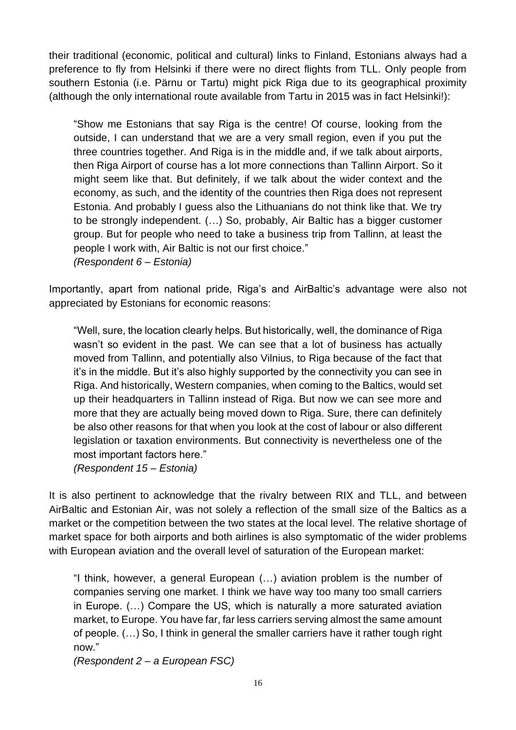their traditional (economic, political and cultural) links to Finland, Estonians always had a preference to fly from Helsinki if there were no direct flights from TLL. Only people from southern Estonia (i.e. Pärnu or Tartu) might pick Riga due to its geographical proximity (although the only international route available from Tartu in 2015 was in fact Helsinki!):

> "Show me Estonians that say Riga is the centre! Of course, looking from the outside, I can understand that we are a very small region, even if you put the three countries together. And Riga is in the middle and, if we talk about airports, then Riga Airport of course has a lot more connections than Tallinn Airport. So it might seem like that. But definitely, if we talk about the wider context and the economy, as such, and the identity of the countries then Riga does not represent Estonia. And probably I guess also the Lithuanians do not think like that. We try to be strongly independent. (…) So, probably, Air Baltic has a bigger customer group. But for people who need to take a business trip from Tallinn, at least the people I work with, Air Baltic is not our first choice."
> *(Respondent 6 – Estonia)*

Importantly, apart from national pride, Riga's and AirBaltic's advantage were also not appreciated by Estonians for economic reasons:

> "Well, sure, the location clearly helps. But historically, well, the dominance of Riga wasn't so evident in the past. We can see that a lot of business has actually moved from Tallinn, and potentially also Vilnius, to Riga because of the fact that it's in the middle. But it's also highly supported by the connectivity you can see in Riga. And historically, Western companies, when coming to the Baltics, would set up their headquarters in Tallinn instead of Riga. But now we can see more and more that they are actually being moved down to Riga. Sure, there can definitely be also other reasons for that when you look at the cost of labour or also different legislation or taxation environments. But connectivity is nevertheless one of the most important factors here."
> *(Respondent 15 – Estonia)*

It is also pertinent to acknowledge that the rivalry between RIX and TLL, and between AirBaltic and Estonian Air, was not solely a reflection of the small size of the Baltics as a market or the competition between the two states at the local level. The relative shortage of market space for both airports and both airlines is also symptomatic of the wider problems with European aviation and the overall level of saturation of the European market:

> "I think, however, a general European (…) aviation problem is the number of companies serving one market. I think we have way too many too small carriers in Europe. (…) Compare the US, which is naturally a more saturated aviation market, to Europe. You have far, far less carriers serving almost the same amount of people. (…) So, I think in general the smaller carriers have it rather tough right now."
> *(Respondent 2 – a European FSC)*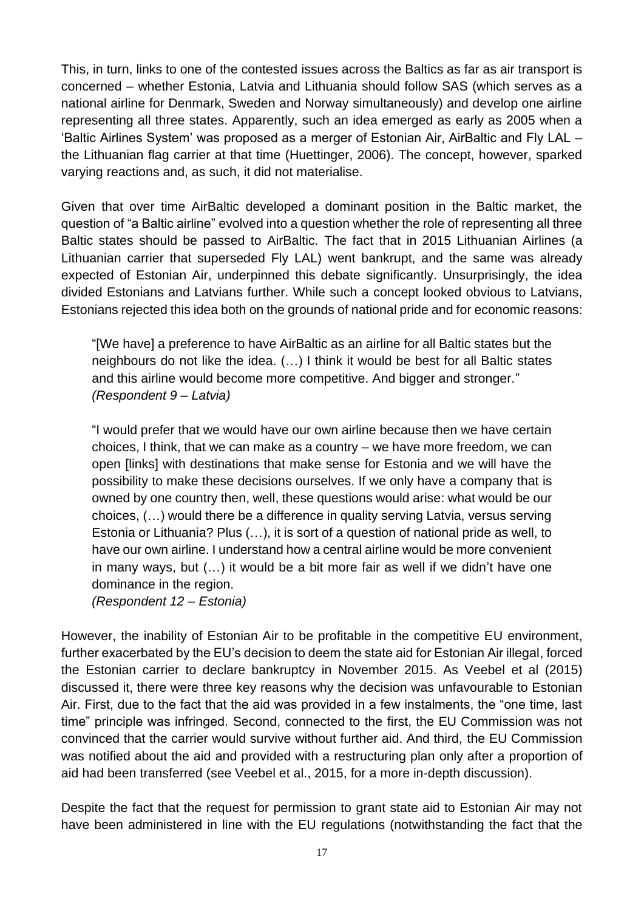This, in turn, links to one of the contested issues across the Baltics as far as air transport is concerned – whether Estonia, Latvia and Lithuania should follow SAS (which serves as a national airline for Denmark, Sweden and Norway simultaneously) and develop one airline representing all three states. Apparently, such an idea emerged as early as 2005 when a 'Baltic Airlines System' was proposed as a merger of Estonian Air, AirBaltic and Fly LAL – the Lithuanian flag carrier at that time (Huettinger, 2006). The concept, however, sparked varying reactions and, as such, it did not materialise.

Given that over time AirBaltic developed a dominant position in the Baltic market, the question of "a Baltic airline" evolved into a question whether the role of representing all three Baltic states should be passed to AirBaltic. The fact that in 2015 Lithuanian Airlines (a Lithuanian carrier that superseded Fly LAL) went bankrupt, and the same was already expected of Estonian Air, underpinned this debate significantly. Unsurprisingly, the idea divided Estonians and Latvians further. While such a concept looked obvious to Latvians, Estonians rejected this idea both on the grounds of national pride and for economic reasons:

> "[We have] a preference to have AirBaltic as an airline for all Baltic states but the neighbours do not like the idea. (…) I think it would be best for all Baltic states and this airline would become more competitive. And bigger and stronger."
> *(Respondent 9 – Latvia)*

> "I would prefer that we would have our own airline because then we have certain choices, I think, that we can make as a country – we have more freedom, we can open [links] with destinations that make sense for Estonia and we will have the possibility to make these decisions ourselves. If we only have a company that is owned by one country then, well, these questions would arise: what would be our choices, (…) would there be a difference in quality serving Latvia, versus serving Estonia or Lithuania? Plus (…), it is sort of a question of national pride as well, to have our own airline. I understand how a central airline would be more convenient in many ways, but (…) it would be a bit more fair as well if we didn't have one dominance in the region.
> *(Respondent 12 – Estonia)*

However, the inability of Estonian Air to be profitable in the competitive EU environment, further exacerbated by the EU's decision to deem the state aid for Estonian Air illegal, forced the Estonian carrier to declare bankruptcy in November 2015. As Veebel et al (2015) discussed it, there were three key reasons why the decision was unfavourable to Estonian Air. First, due to the fact that the aid was provided in a few instalments, the "one time, last time" principle was infringed. Second, connected to the first, the EU Commission was not convinced that the carrier would survive without further aid. And third, the EU Commission was notified about the aid and provided with a restructuring plan only after a proportion of aid had been transferred (see Veebel et al., 2015, for a more in-depth discussion).

Despite the fact that the request for permission to grant state aid to Estonian Air may not have been administered in line with the EU regulations (notwithstanding the fact that the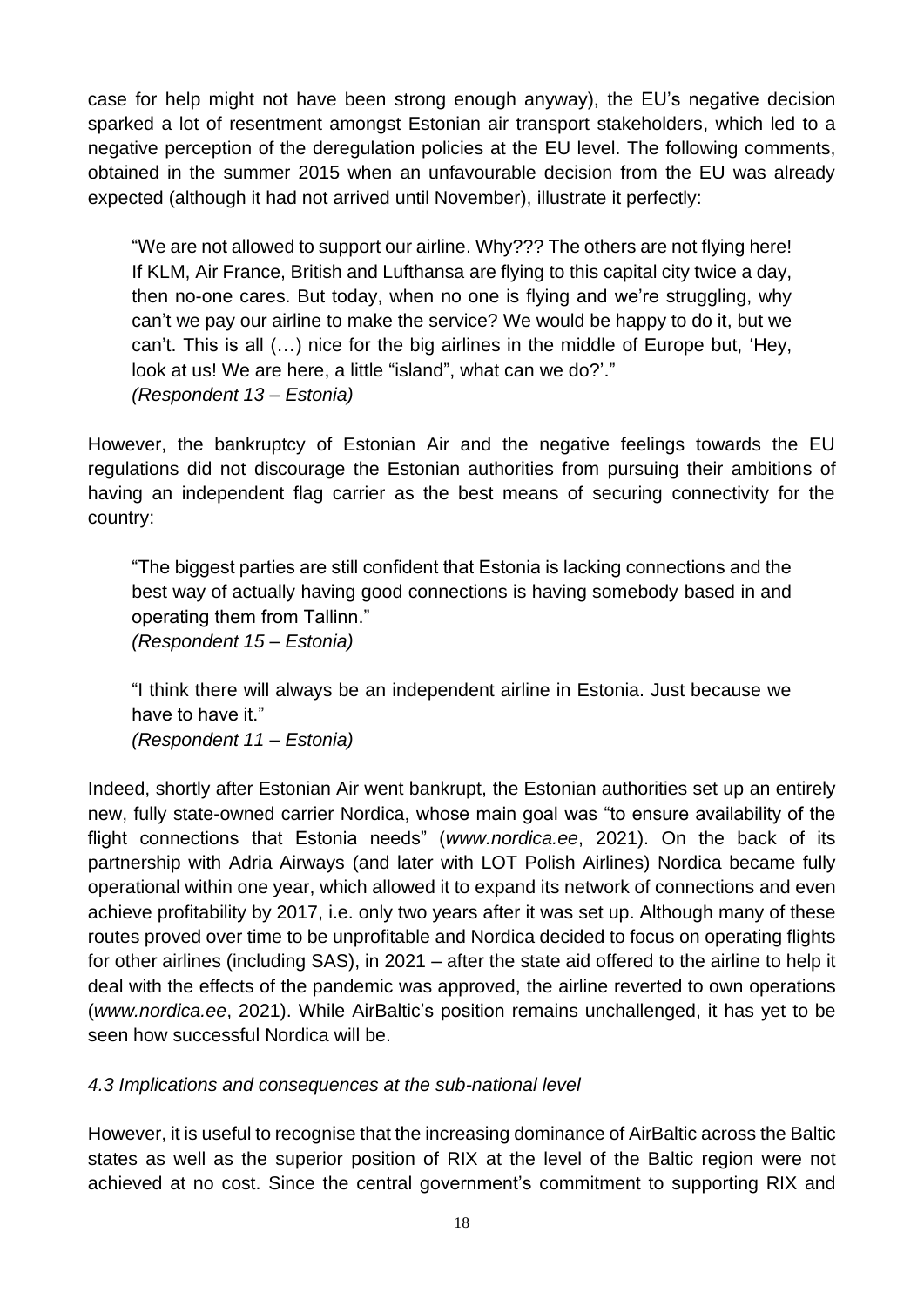case for help might not have been strong enough anyway), the EU's negative decision sparked a lot of resentment amongst Estonian air transport stakeholders, which led to a negative perception of the deregulation policies at the EU level. The following comments, obtained in the summer 2015 when an unfavourable decision from the EU was already expected (although it had not arrived until November), illustrate it perfectly:

> "We are not allowed to support our airline. Why??? The others are not flying here! If KLM, Air France, British and Lufthansa are flying to this capital city twice a day, then no-one cares. But today, when no one is flying and we're struggling, why can't we pay our airline to make the service? We would be happy to do it, but we can't. This is all (…) nice for the big airlines in the middle of Europe but, 'Hey, look at us! We are here, a little "island", what can we do?'."
> *(Respondent 13 – Estonia)*

However, the bankruptcy of Estonian Air and the negative feelings towards the EU regulations did not discourage the Estonian authorities from pursuing their ambitions of having an independent flag carrier as the best means of securing connectivity for the country:

> "The biggest parties are still confident that Estonia is lacking connections and the best way of actually having good connections is having somebody based in and operating them from Tallinn."
> *(Respondent 15 – Estonia)*

> "I think there will always be an independent airline in Estonia. Just because we have to have it."
> *(Respondent 11 – Estonia)*

Indeed, shortly after Estonian Air went bankrupt, the Estonian authorities set up an entirely new, fully state-owned carrier Nordica, whose main goal was "to ensure availability of the flight connections that Estonia needs" (*www.nordica.ee*, 2021). On the back of its partnership with Adria Airways (and later with LOT Polish Airlines) Nordica became fully operational within one year, which allowed it to expand its network of connections and even achieve profitability by 2017, i.e. only two years after it was set up. Although many of these routes proved over time to be unprofitable and Nordica decided to focus on operating flights for other airlines (including SAS), in 2021 – after the state aid offered to the airline to help it deal with the effects of the pandemic was approved, the airline reverted to own operations (*www.nordica.ee*, 2021). While AirBaltic's position remains unchallenged, it has yet to be seen how successful Nordica will be.

### *4.3 Implications and consequences at the sub-national level*

However, it is useful to recognise that the increasing dominance of AirBaltic across the Baltic states as well as the superior position of RIX at the level of the Baltic region were not achieved at no cost. Since the central government's commitment to supporting RIX and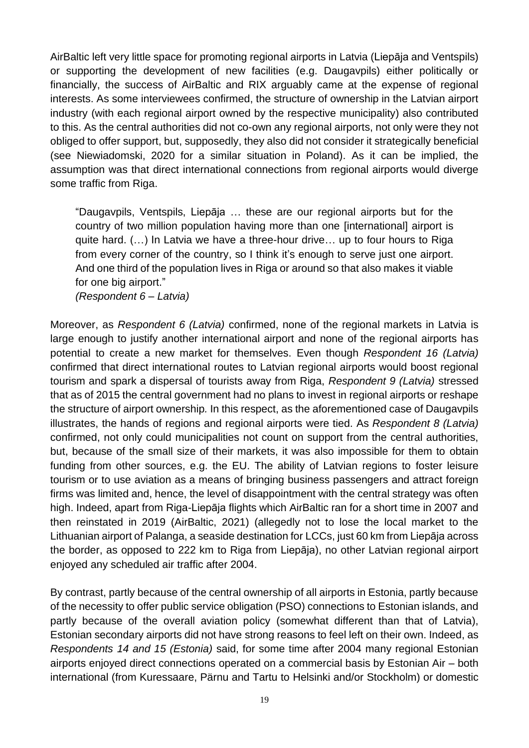AirBaltic left very little space for promoting regional airports in Latvia (Liepāja and Ventspils) or supporting the development of new facilities (e.g. Daugavpils) either politically or financially, the success of AirBaltic and RIX arguably came at the expense of regional interests. As some interviewees confirmed, the structure of ownership in the Latvian airport industry (with each regional airport owned by the respective municipality) also contributed to this. As the central authorities did not co-own any regional airports, not only were they not obliged to offer support, but, supposedly, they also did not consider it strategically beneficial (see Niewiadomski, 2020 for a similar situation in Poland). As it can be implied, the assumption was that direct international connections from regional airports would diverge some traffic from Riga.

> "Daugavpils, Ventspils, Liepāja … these are our regional airports but for the country of two million population having more than one [international] airport is quite hard. (…) In Latvia we have a three-hour drive… up to four hours to Riga from every corner of the country, so I think it's enough to serve just one airport. And one third of the population lives in Riga or around so that also makes it viable for one big airport."
> *(Respondent 6 – Latvia)*

Moreover, as *Respondent 6 (Latvia)* confirmed, none of the regional markets in Latvia is large enough to justify another international airport and none of the regional airports has potential to create a new market for themselves. Even though *Respondent 16 (Latvia)* confirmed that direct international routes to Latvian regional airports would boost regional tourism and spark a dispersal of tourists away from Riga, *Respondent 9 (Latvia)* stressed that as of 2015 the central government had no plans to invest in regional airports or reshape the structure of airport ownership. In this respect, as the aforementioned case of Daugavpils illustrates, the hands of regions and regional airports were tied. As *Respondent 8 (Latvia)* confirmed, not only could municipalities not count on support from the central authorities, but, because of the small size of their markets, it was also impossible for them to obtain funding from other sources, e.g. the EU. The ability of Latvian regions to foster leisure tourism or to use aviation as a means of bringing business passengers and attract foreign firms was limited and, hence, the level of disappointment with the central strategy was often high. Indeed, apart from Riga-Liepāja flights which AirBaltic ran for a short time in 2007 and then reinstated in 2019 (AirBaltic, 2021) (allegedly not to lose the local market to the Lithuanian airport of Palanga, a seaside destination for LCCs, just 60 km from Liepāja across the border, as opposed to 222 km to Riga from Liepāja), no other Latvian regional airport enjoyed any scheduled air traffic after 2004.

By contrast, partly because of the central ownership of all airports in Estonia, partly because of the necessity to offer public service obligation (PSO) connections to Estonian islands, and partly because of the overall aviation policy (somewhat different than that of Latvia), Estonian secondary airports did not have strong reasons to feel left on their own. Indeed, as *Respondents 14 and 15 (Estonia)* said, for some time after 2004 many regional Estonian airports enjoyed direct connections operated on a commercial basis by Estonian Air – both international (from Kuressaare, Pärnu and Tartu to Helsinki and/or Stockholm) or domestic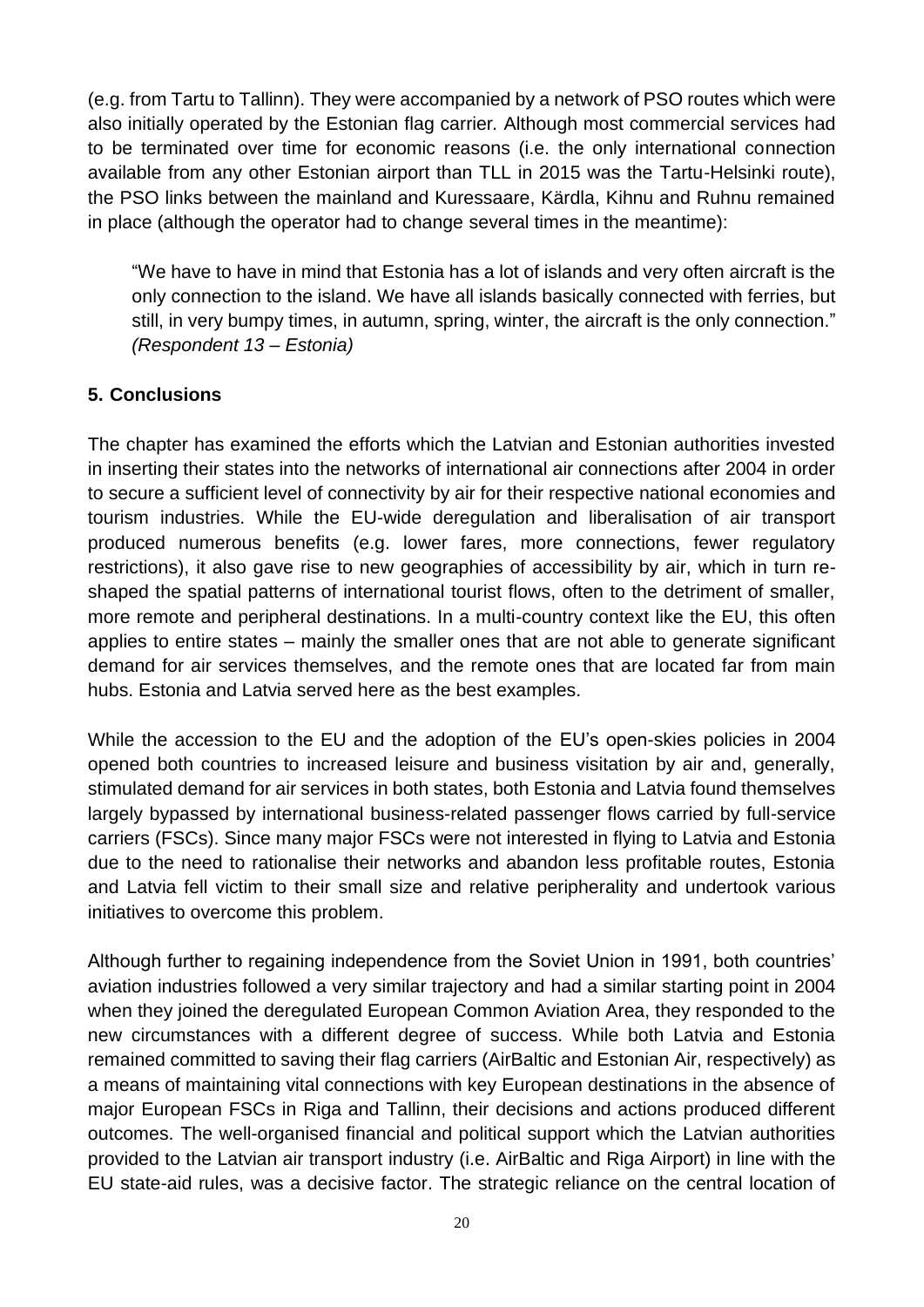(e.g. from Tartu to Tallinn). They were accompanied by a network of PSO routes which were also initially operated by the Estonian flag carrier. Although most commercial services had to be terminated over time for economic reasons (i.e. the only international connection available from any other Estonian airport than TLL in 2015 was the Tartu-Helsinki route), the PSO links between the mainland and Kuressaare, Kärdla, Kihnu and Ruhnu remained in place (although the operator had to change several times in the meantime):

> "We have to have in mind that Estonia has a lot of islands and very often aircraft is the only connection to the island. We have all islands basically connected with ferries, but still, in very bumpy times, in autumn, spring, winter, the aircraft is the only connection." *(Respondent 13 – Estonia)*

## 5. Conclusions

The chapter has examined the efforts which the Latvian and Estonian authorities invested in inserting their states into the networks of international air connections after 2004 in order to secure a sufficient level of connectivity by air for their respective national economies and tourism industries. While the EU-wide deregulation and liberalisation of air transport produced numerous benefits (e.g. lower fares, more connections, fewer regulatory restrictions), it also gave rise to new geographies of accessibility by air, which in turn re-shaped the spatial patterns of international tourist flows, often to the detriment of smaller, more remote and peripheral destinations. In a multi-country context like the EU, this often applies to entire states – mainly the smaller ones that are not able to generate significant demand for air services themselves, and the remote ones that are located far from main hubs. Estonia and Latvia served here as the best examples.

While the accession to the EU and the adoption of the EU's open-skies policies in 2004 opened both countries to increased leisure and business visitation by air and, generally, stimulated demand for air services in both states, both Estonia and Latvia found themselves largely bypassed by international business-related passenger flows carried by full-service carriers (FSCs). Since many major FSCs were not interested in flying to Latvia and Estonia due to the need to rationalise their networks and abandon less profitable routes, Estonia and Latvia fell victim to their small size and relative peripherality and undertook various initiatives to overcome this problem.

Although further to regaining independence from the Soviet Union in 1991, both countries' aviation industries followed a very similar trajectory and had a similar starting point in 2004 when they joined the deregulated European Common Aviation Area, they responded to the new circumstances with a different degree of success. While both Latvia and Estonia remained committed to saving their flag carriers (AirBaltic and Estonian Air, respectively) as a means of maintaining vital connections with key European destinations in the absence of major European FSCs in Riga and Tallinn, their decisions and actions produced different outcomes. The well-organised financial and political support which the Latvian authorities provided to the Latvian air transport industry (i.e. AirBaltic and Riga Airport) in line with the EU state-aid rules, was a decisive factor. The strategic reliance on the central location of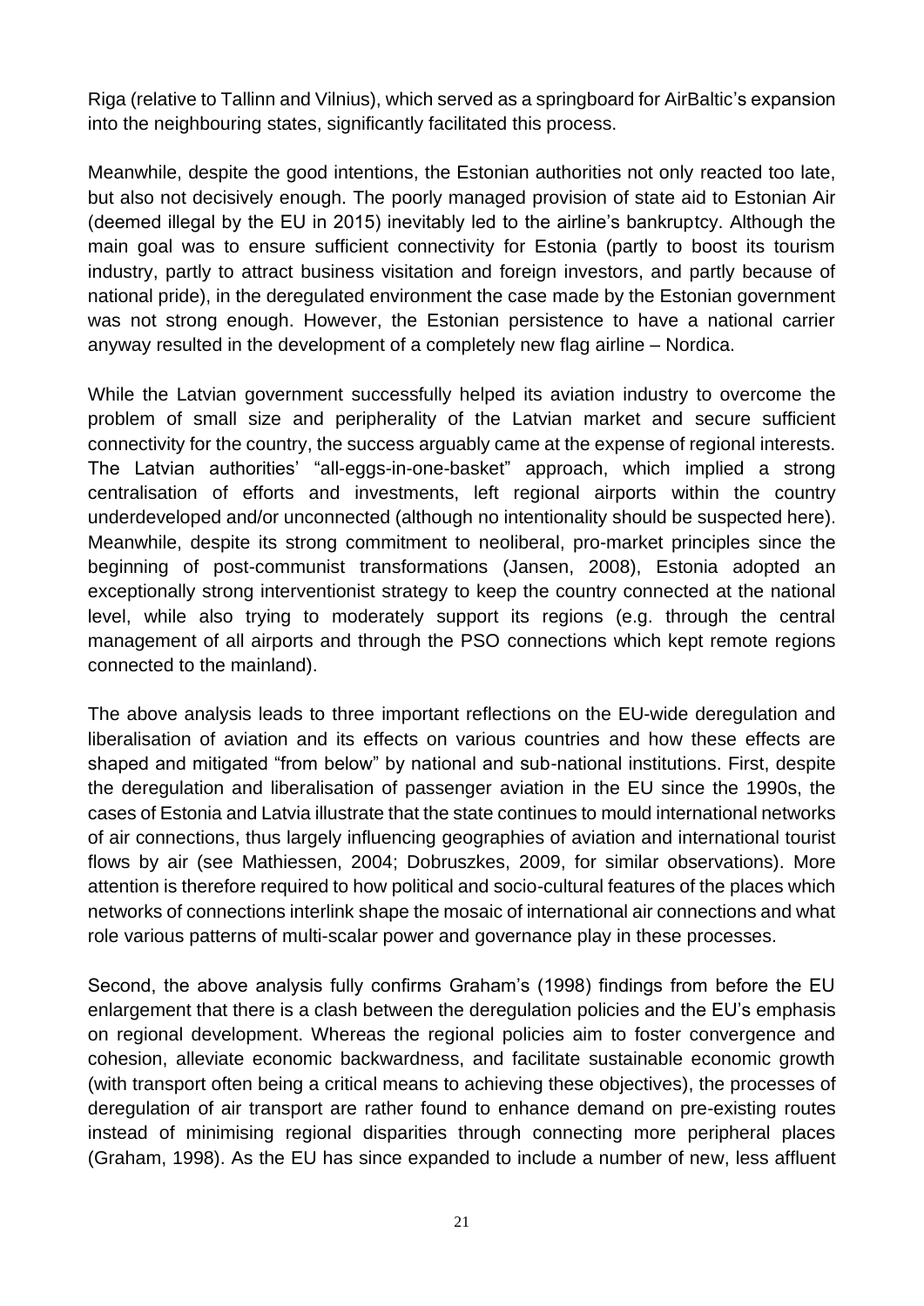Riga (relative to Tallinn and Vilnius), which served as a springboard for AirBaltic's expansion into the neighbouring states, significantly facilitated this process.

Meanwhile, despite the good intentions, the Estonian authorities not only reacted too late, but also not decisively enough. The poorly managed provision of state aid to Estonian Air (deemed illegal by the EU in 2015) inevitably led to the airline's bankruptcy. Although the main goal was to ensure sufficient connectivity for Estonia (partly to boost its tourism industry, partly to attract business visitation and foreign investors, and partly because of national pride), in the deregulated environment the case made by the Estonian government was not strong enough. However, the Estonian persistence to have a national carrier anyway resulted in the development of a completely new flag airline – Nordica.

While the Latvian government successfully helped its aviation industry to overcome the problem of small size and peripherality of the Latvian market and secure sufficient connectivity for the country, the success arguably came at the expense of regional interests. The Latvian authorities' "all-eggs-in-one-basket" approach, which implied a strong centralisation of efforts and investments, left regional airports within the country underdeveloped and/or unconnected (although no intentionality should be suspected here). Meanwhile, despite its strong commitment to neoliberal, pro-market principles since the beginning of post-communist transformations (Jansen, 2008), Estonia adopted an exceptionally strong interventionist strategy to keep the country connected at the national level, while also trying to moderately support its regions (e.g. through the central management of all airports and through the PSO connections which kept remote regions connected to the mainland).

The above analysis leads to three important reflections on the EU-wide deregulation and liberalisation of aviation and its effects on various countries and how these effects are shaped and mitigated "from below" by national and sub-national institutions. First, despite the deregulation and liberalisation of passenger aviation in the EU since the 1990s, the cases of Estonia and Latvia illustrate that the state continues to mould international networks of air connections, thus largely influencing geographies of aviation and international tourist flows by air (see Mathiessen, 2004; Dobruszkes, 2009, for similar observations). More attention is therefore required to how political and socio-cultural features of the places which networks of connections interlink shape the mosaic of international air connections and what role various patterns of multi-scalar power and governance play in these processes.

Second, the above analysis fully confirms Graham's (1998) findings from before the EU enlargement that there is a clash between the deregulation policies and the EU's emphasis on regional development. Whereas the regional policies aim to foster convergence and cohesion, alleviate economic backwardness, and facilitate sustainable economic growth (with transport often being a critical means to achieving these objectives), the processes of deregulation of air transport are rather found to enhance demand on pre-existing routes instead of minimising regional disparities through connecting more peripheral places (Graham, 1998). As the EU has since expanded to include a number of new, less affluent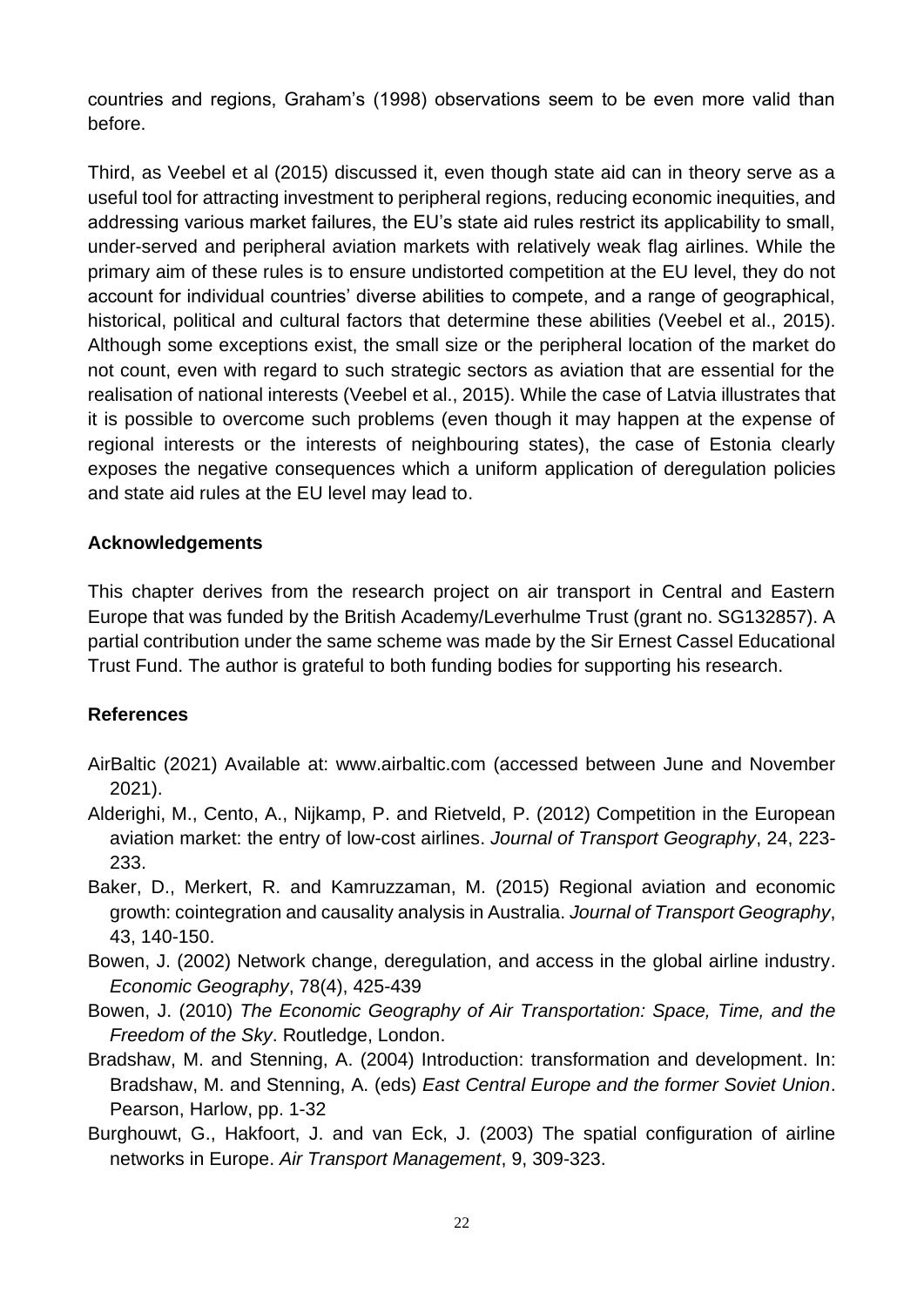countries and regions, Graham's (1998) observations seem to be even more valid than before.

Third, as Veebel et al (2015) discussed it, even though state aid can in theory serve as a useful tool for attracting investment to peripheral regions, reducing economic inequities, and addressing various market failures, the EU's state aid rules restrict its applicability to small, under-served and peripheral aviation markets with relatively weak flag airlines. While the primary aim of these rules is to ensure undistorted competition at the EU level, they do not account for individual countries' diverse abilities to compete, and a range of geographical, historical, political and cultural factors that determine these abilities (Veebel et al., 2015). Although some exceptions exist, the small size or the peripheral location of the market do not count, even with regard to such strategic sectors as aviation that are essential for the realisation of national interests (Veebel et al., 2015). While the case of Latvia illustrates that it is possible to overcome such problems (even though it may happen at the expense of regional interests or the interests of neighbouring states), the case of Estonia clearly exposes the negative consequences which a uniform application of deregulation policies and state aid rules at the EU level may lead to.

## Acknowledgements

This chapter derives from the research project on air transport in Central and Eastern Europe that was funded by the British Academy/Leverhulme Trust (grant no. SG132857). A partial contribution under the same scheme was made by the Sir Ernest Cassel Educational Trust Fund. The author is grateful to both funding bodies for supporting his research.

## References

AirBaltic (2021) Available at: www.airbaltic.com (accessed between June and November 2021).

Alderighi, M., Cento, A., Nijkamp, P. and Rietveld, P. (2012) Competition in the European aviation market: the entry of low-cost airlines. *Journal of Transport Geography*, 24, 223-233.

Baker, D., Merkert, R. and Kamruzzaman, M. (2015) Regional aviation and economic growth: cointegration and causality analysis in Australia. *Journal of Transport Geography*, 43, 140-150.

Bowen, J. (2002) Network change, deregulation, and access in the global airline industry. *Economic Geography*, 78(4), 425-439

Bowen, J. (2010) *The Economic Geography of Air Transportation: Space, Time, and the Freedom of the Sky*. Routledge, London.

Bradshaw, M. and Stenning, A. (2004) Introduction: transformation and development. In: Bradshaw, M. and Stenning, A. (eds) *East Central Europe and the former Soviet Union*. Pearson, Harlow, pp. 1-32

Burghouwt, G., Hakfoort, J. and van Eck, J. (2003) The spatial configuration of airline networks in Europe. *Air Transport Management*, 9, 309-323.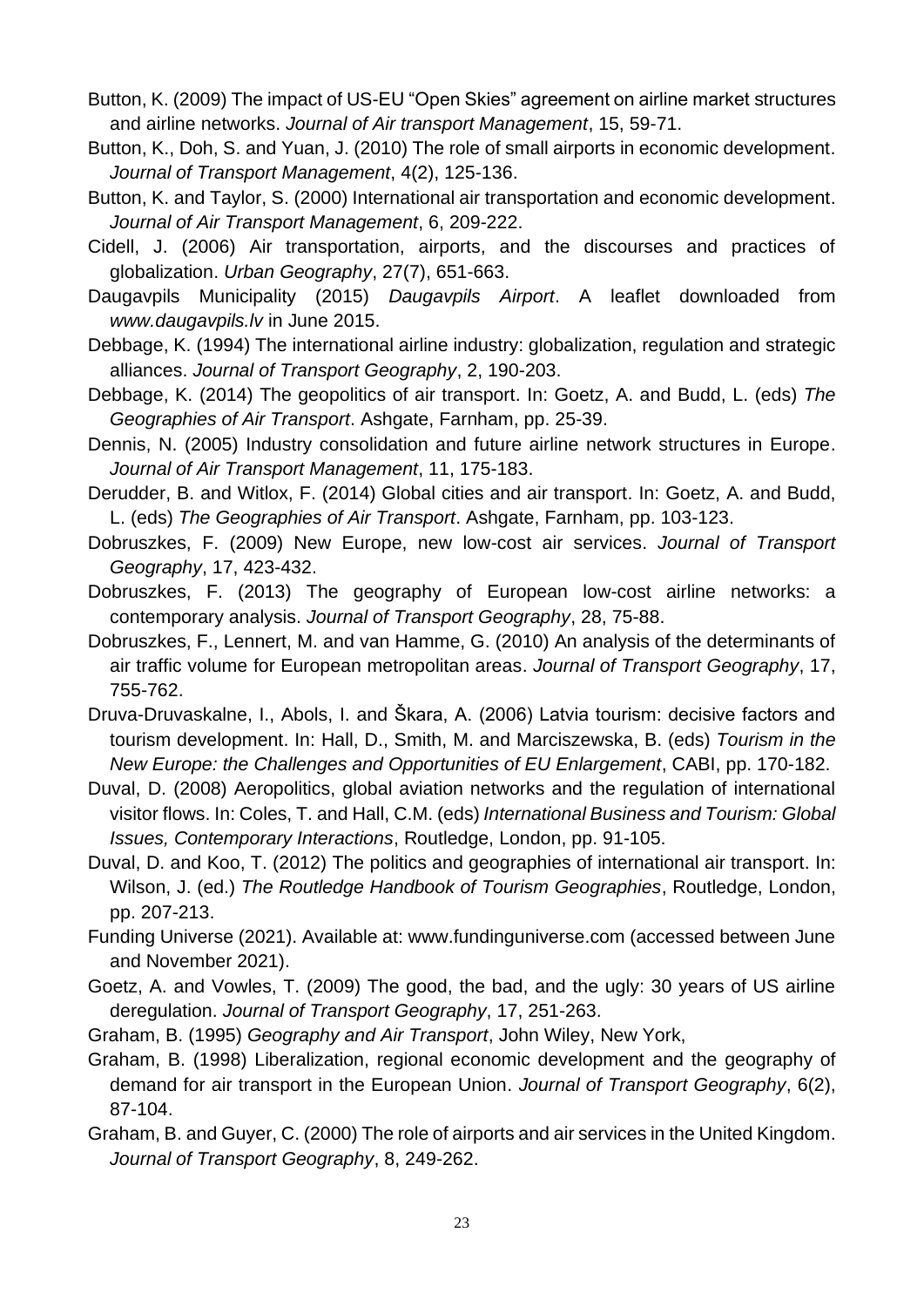Button, K. (2009) The impact of US-EU "Open Skies" agreement on airline market structures and airline networks. *Journal of Air transport Management*, 15, 59-71.

Button, K., Doh, S. and Yuan, J. (2010) The role of small airports in economic development. *Journal of Transport Management*, 4(2), 125-136.

Button, K. and Taylor, S. (2000) International air transportation and economic development. *Journal of Air Transport Management*, 6, 209-222.

Cidell, J. (2006) Air transportation, airports, and the discourses and practices of globalization. *Urban Geography*, 27(7), 651-663.

Daugavpils Municipality (2015) *Daugavpils Airport*. A leaflet downloaded from *www.daugavpils.lv* in June 2015.

Debbage, K. (1994) The international airline industry: globalization, regulation and strategic alliances. *Journal of Transport Geography*, 2, 190-203.

Debbage, K. (2014) The geopolitics of air transport. In: Goetz, A. and Budd, L. (eds) *The Geographies of Air Transport*. Ashgate, Farnham, pp. 25-39.

Dennis, N. (2005) Industry consolidation and future airline network structures in Europe. *Journal of Air Transport Management*, 11, 175-183.

Derudder, B. and Witlox, F. (2014) Global cities and air transport. In: Goetz, A. and Budd, L. (eds) *The Geographies of Air Transport*. Ashgate, Farnham, pp. 103-123.

Dobruszkes, F. (2009) New Europe, new low-cost air services. *Journal of Transport Geography*, 17, 423-432.

Dobruszkes, F. (2013) The geography of European low-cost airline networks: a contemporary analysis. *Journal of Transport Geography*, 28, 75-88.

Dobruszkes, F., Lennert, M. and van Hamme, G. (2010) An analysis of the determinants of air traffic volume for European metropolitan areas. *Journal of Transport Geography*, 17, 755-762.

Druva-Druvaskalne, I., Abols, I. and Škara, A. (2006) Latvia tourism: decisive factors and tourism development. In: Hall, D., Smith, M. and Marciszewska, B. (eds) *Tourism in the New Europe: the Challenges and Opportunities of EU Enlargement*, CABI, pp. 170-182.

Duval, D. (2008) Aeropolitics, global aviation networks and the regulation of international visitor flows. In: Coles, T. and Hall, C.M. (eds) *International Business and Tourism: Global Issues, Contemporary Interactions*, Routledge, London, pp. 91-105.

Duval, D. and Koo, T. (2012) The politics and geographies of international air transport. In: Wilson, J. (ed.) *The Routledge Handbook of Tourism Geographies*, Routledge, London, pp. 207-213.

Funding Universe (2021). Available at: www.fundinguniverse.com (accessed between June and November 2021).

Goetz, A. and Vowles, T. (2009) The good, the bad, and the ugly: 30 years of US airline deregulation. *Journal of Transport Geography*, 17, 251-263.

Graham, B. (1995) *Geography and Air Transport*, John Wiley, New York,

Graham, B. (1998) Liberalization, regional economic development and the geography of demand for air transport in the European Union. *Journal of Transport Geography*, 6(2), 87-104.

Graham, B. and Guyer, C. (2000) The role of airports and air services in the United Kingdom. *Journal of Transport Geography*, 8, 249-262.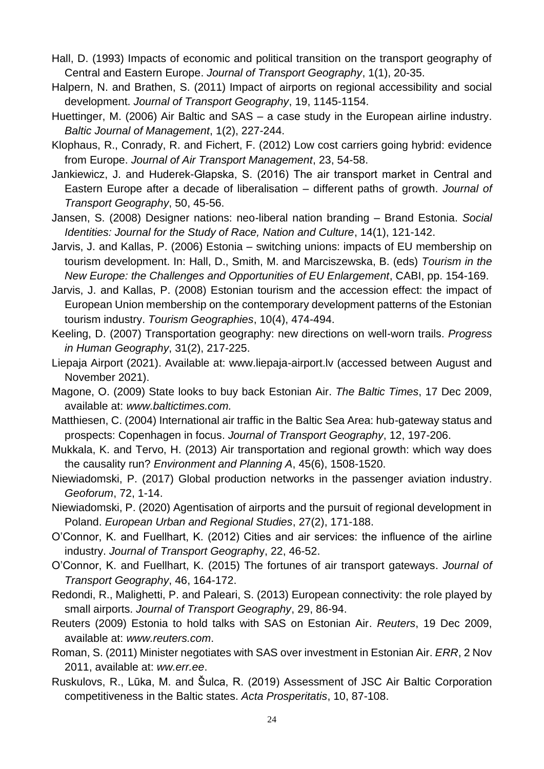Hall, D. (1993) Impacts of economic and political transition on the transport geography of Central and Eastern Europe. *Journal of Transport Geography*, 1(1), 20-35.

Halpern, N. and Brathen, S. (2011) Impact of airports on regional accessibility and social development. *Journal of Transport Geography*, 19, 1145-1154.

Huettinger, M. (2006) Air Baltic and SAS – a case study in the European airline industry. *Baltic Journal of Management*, 1(2), 227-244.

Klophaus, R., Conrady, R. and Fichert, F. (2012) Low cost carriers going hybrid: evidence from Europe. *Journal of Air Transport Management*, 23, 54-58.

Jankiewicz, J. and Huderek-Głapska, S. (2016) The air transport market in Central and Eastern Europe after a decade of liberalisation – different paths of growth. *Journal of Transport Geography*, 50, 45-56.

Jansen, S. (2008) Designer nations: neo-liberal nation branding – Brand Estonia. *Social Identities: Journal for the Study of Race, Nation and Culture*, 14(1), 121-142.

Jarvis, J. and Kallas, P. (2006) Estonia – switching unions: impacts of EU membership on tourism development. In: Hall, D., Smith, M. and Marciszewska, B. (eds) *Tourism in the New Europe: the Challenges and Opportunities of EU Enlargement*, CABI, pp. 154-169.

Jarvis, J. and Kallas, P. (2008) Estonian tourism and the accession effect: the impact of European Union membership on the contemporary development patterns of the Estonian tourism industry. *Tourism Geographies*, 10(4), 474-494.

Keeling, D. (2007) Transportation geography: new directions on well-worn trails. *Progress in Human Geography*, 31(2), 217-225.

Liepaja Airport (2021). Available at: www.liepaja-airport.lv (accessed between August and November 2021).

Magone, O. (2009) State looks to buy back Estonian Air. *The Baltic Times*, 17 Dec 2009, available at: *www.baltictimes.com.*

Matthiesen, C. (2004) International air traffic in the Baltic Sea Area: hub-gateway status and prospects: Copenhagen in focus. *Journal of Transport Geography*, 12, 197-206.

Mukkala, K. and Tervo, H. (2013) Air transportation and regional growth: which way does the causality run? *Environment and Planning A*, 45(6), 1508-1520.

Niewiadomski, P. (2017) Global production networks in the passenger aviation industry. *Geoforum*, 72, 1-14.

Niewiadomski, P. (2020) Agentisation of airports and the pursuit of regional development in Poland. *European Urban and Regional Studies*, 27(2), 171-188.

O'Connor, K. and Fuellhart, K. (2012) Cities and air services: the influence of the airline industry. *Journal of Transport Geography*, 22, 46-52.

O'Connor, K. and Fuellhart, K. (2015) The fortunes of air transport gateways. *Journal of Transport Geography*, 46, 164-172.

Redondi, R., Malighetti, P. and Paleari, S. (2013) European connectivity: the role played by small airports. *Journal of Transport Geography*, 29, 86-94.

Reuters (2009) Estonia to hold talks with SAS on Estonian Air. *Reuters*, 19 Dec 2009, available at: *www.reuters.com*.

Roman, S. (2011) Minister negotiates with SAS over investment in Estonian Air. *ERR*, 2 Nov 2011, available at: *ww.err.ee*.

Ruskulovs, R., Lūka, M. and Šulca, R. (2019) Assessment of JSC Air Baltic Corporation competitiveness in the Baltic states. *Acta Prosperitatis*, 10, 87-108.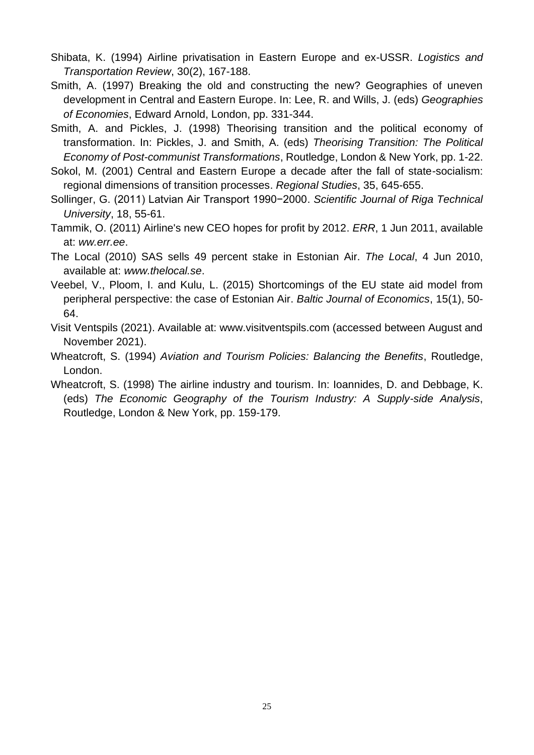Shibata, K. (1994) Airline privatisation in Eastern Europe and ex-USSR. *Logistics and Transportation Review*, 30(2), 167-188.

Smith, A. (1997) Breaking the old and constructing the new? Geographies of uneven development in Central and Eastern Europe. In: Lee, R. and Wills, J. (eds) *Geographies of Economies*, Edward Arnold, London, pp. 331-344.

Smith, A. and Pickles, J. (1998) Theorising transition and the political economy of transformation. In: Pickles, J. and Smith, A. (eds) *Theorising Transition: The Political Economy of Post-communist Transformations*, Routledge, London & New York, pp. 1-22.

Sokol, M. (2001) Central and Eastern Europe a decade after the fall of state-socialism: regional dimensions of transition processes. *Regional Studies*, 35, 645-655.

Sollinger, G. (2011) Latvian Air Transport 1990−2000. *Scientific Journal of Riga Technical University*, 18, 55-61.

Tammik, O. (2011) Airline's new CEO hopes for profit by 2012. *ERR*, 1 Jun 2011, available at: *ww.err.ee*.

The Local (2010) SAS sells 49 percent stake in Estonian Air. *The Local*, 4 Jun 2010, available at: *www.thelocal.se*.

Veebel, V., Ploom, I. and Kulu, L. (2015) Shortcomings of the EU state aid model from peripheral perspective: the case of Estonian Air. *Baltic Journal of Economics*, 15(1), 50-64.

Visit Ventspils (2021). Available at: www.visitventspils.com (accessed between August and November 2021).

Wheatcroft, S. (1994) *Aviation and Tourism Policies: Balancing the Benefits*, Routledge, London.

Wheatcroft, S. (1998) The airline industry and tourism. In: Ioannides, D. and Debbage, K. (eds) *The Economic Geography of the Tourism Industry: A Supply-side Analysis*, Routledge, London & New York, pp. 159-179.